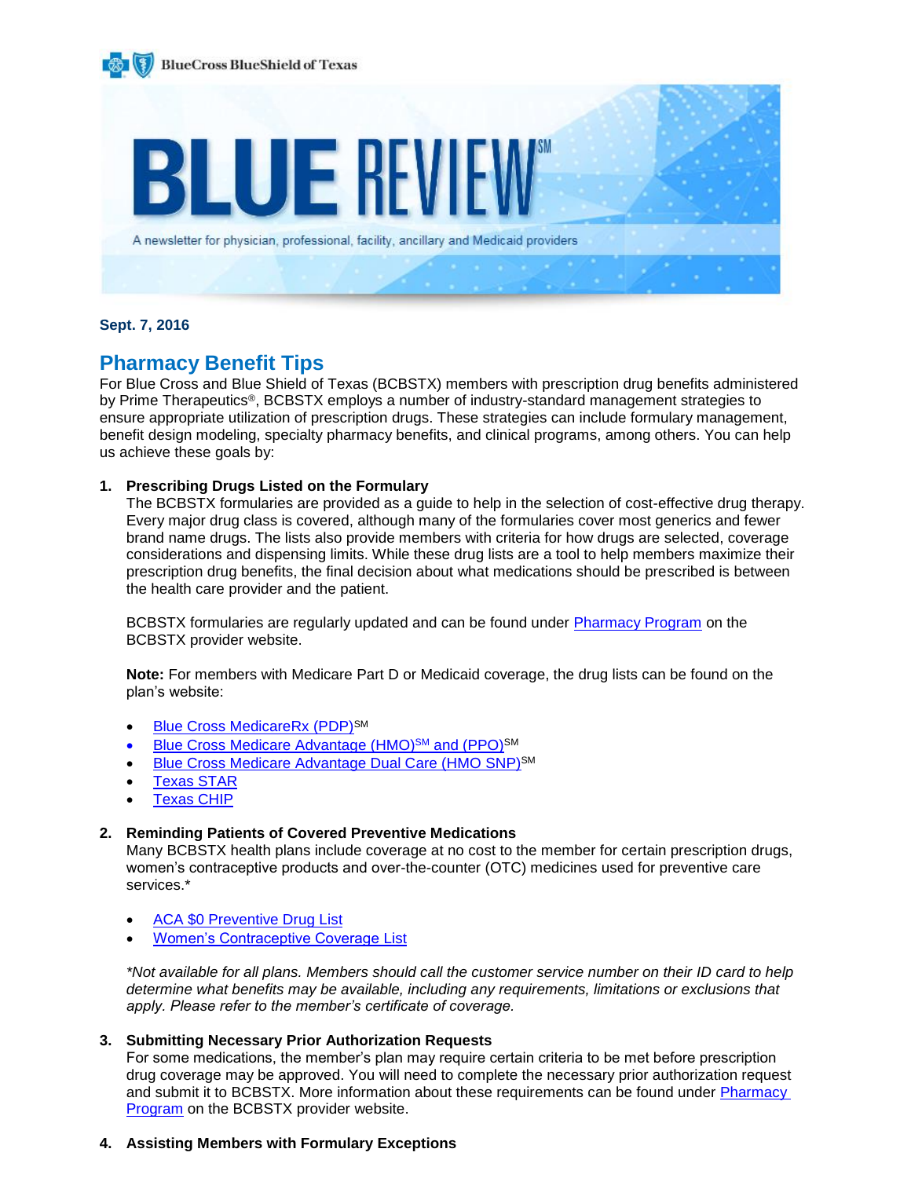BlueCross BlueShield of Texas

# BLUE REVIEW℠

A newsletter for physician, professional, facility, ancillary and Medicaid providers

**Sept. 7, 2016**

## Pharmacy Benefit Tips

For Blue Cross and Blue Shield of Texas (BCBSTX) members with prescription drug benefits administered by Prime Therapeutics®, BCBSTX employs a number of industry-standard management strategies to ensure appropriate utilization of prescription drugs. These strategies can include formulary management, benefit design modeling, specialty pharmacy benefits, and clinical programs, among others. You can help us achieve these goals by:

1. **Prescribing Drugs Listed on the Formulary**
   The BCBSTX formularies are provided as a guide to help in the selection of cost-effective drug therapy. Every major drug class is covered, although many of the formularies cover most generics and fewer brand name drugs. The lists also provide members with criteria for how drugs are selected, coverage considerations and dispensing limits. While these drug lists are a tool to help members maximize their prescription drug benefits, the final decision about what medications should be prescribed is between the health care provider and the patient.

   BCBSTX formularies are regularly updated and can be found under Pharmacy Program on the BCBSTX provider website.

   **Note:** For members with Medicare Part D or Medicaid coverage, the drug lists can be found on the plan's website:

   - Blue Cross MedicareRx (PDP)℠
   - Blue Cross Medicare Advantage (HMO)℠ and (PPO)℠
   - Blue Cross Medicare Advantage Dual Care (HMO SNP)℠
   - Texas STAR
   - Texas CHIP

2. **Reminding Patients of Covered Preventive Medications**
   Many BCBSTX health plans include coverage at no cost to the member for certain prescription drugs, women's contraceptive products and over-the-counter (OTC) medicines used for preventive care services.*

   - ACA $0 Preventive Drug List
   - Women's Contraceptive Coverage List

   *\*Not available for all plans. Members should call the customer service number on their ID card to help determine what benefits may be available, including any requirements, limitations or exclusions that apply. Please refer to the member's certificate of coverage.*

3. **Submitting Necessary Prior Authorization Requests**
   For some medications, the member's plan may require certain criteria to be met before prescription drug coverage may be approved. You will need to complete the necessary prior authorization request and submit it to BCBSTX. More information about these requirements can be found under Pharmacy Program on the BCBSTX provider website.

4. **Assisting Members with Formulary Exceptions**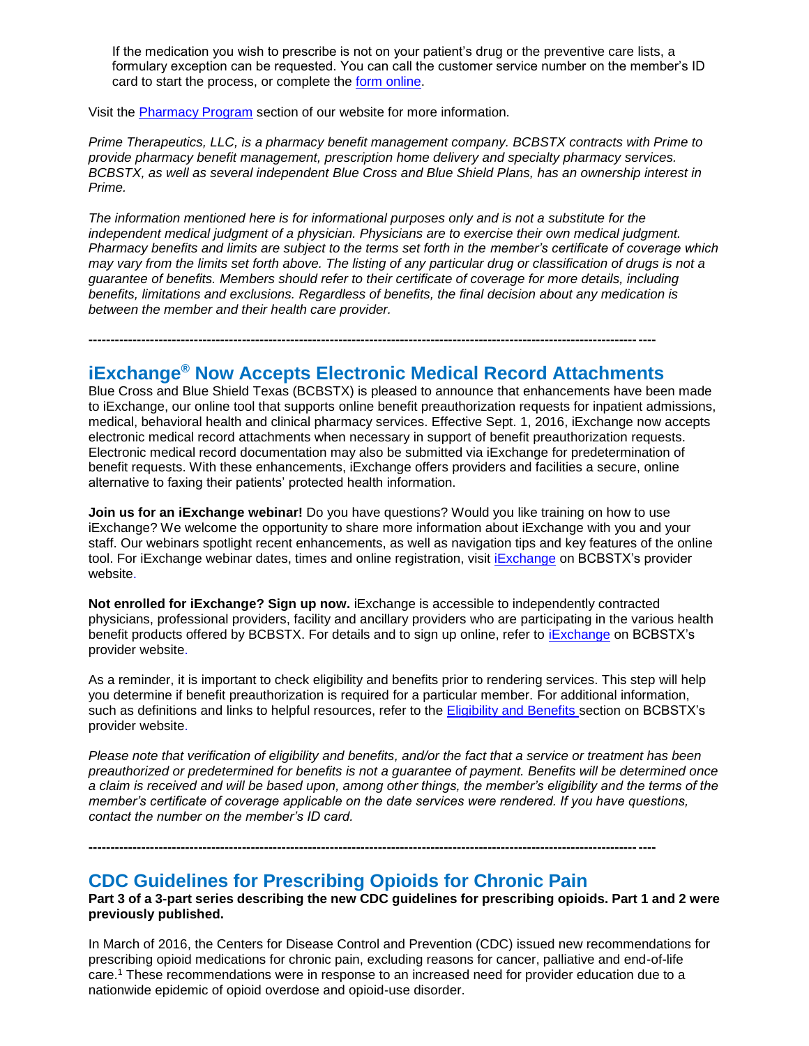If the medication you wish to prescribe is not on your patient's drug or the preventive care lists, a formulary exception can be requested. You can call the customer service number on the member's ID card to start the process, or complete the form online.

Visit the Pharmacy Program section of our website for more information.

*Prime Therapeutics, LLC, is a pharmacy benefit management company. BCBSTX contracts with Prime to provide pharmacy benefit management, prescription home delivery and specialty pharmacy services. BCBSTX, as well as several independent Blue Cross and Blue Shield Plans, has an ownership interest in Prime.*

*The information mentioned here is for informational purposes only and is not a substitute for the independent medical judgment of a physician. Physicians are to exercise their own medical judgment. Pharmacy benefits and limits are subject to the terms set forth in the member's certificate of coverage which may vary from the limits set forth above. The listing of any particular drug or classification of drugs is not a guarantee of benefits. Members should refer to their certificate of coverage for more details, including benefits, limitations and exclusions. Regardless of benefits, the final decision about any medication is between the member and their health care provider.*

---

## iExchange® Now Accepts Electronic Medical Record Attachments

Blue Cross and Blue Shield Texas (BCBSTX) is pleased to announce that enhancements have been made to iExchange, our online tool that supports online benefit preauthorization requests for inpatient admissions, medical, behavioral health and clinical pharmacy services. Effective Sept. 1, 2016, iExchange now accepts electronic medical record attachments when necessary in support of benefit preauthorization requests. Electronic medical record documentation may also be submitted via iExchange for predetermination of benefit requests. With these enhancements, iExchange offers providers and facilities a secure, online alternative to faxing their patients' protected health information.

**Join us for an iExchange webinar!** Do you have questions? Would you like training on how to use iExchange? We welcome the opportunity to share more information about iExchange with you and your staff. Our webinars spotlight recent enhancements, as well as navigation tips and key features of the online tool. For iExchange webinar dates, times and online registration, visit iExchange on BCBSTX's provider website.

**Not enrolled for iExchange? Sign up now.** iExchange is accessible to independently contracted physicians, professional providers, facility and ancillary providers who are participating in the various health benefit products offered by BCBSTX. For details and to sign up online, refer to iExchange on BCBSTX's provider website.

As a reminder, it is important to check eligibility and benefits prior to rendering services. This step will help you determine if benefit preauthorization is required for a particular member. For additional information, such as definitions and links to helpful resources, refer to the Eligibility and Benefits section on BCBSTX's provider website.

*Please note that verification of eligibility and benefits, and/or the fact that a service or treatment has been preauthorized or predetermined for benefits is not a guarantee of payment. Benefits will be determined once a claim is received and will be based upon, among other things, the member's eligibility and the terms of the member's certificate of coverage applicable on the date services were rendered. If you have questions, contact the number on the member's ID card.*

---

## CDC Guidelines for Prescribing Opioids for Chronic Pain

**Part 3 of a 3-part series describing the new CDC guidelines for prescribing opioids. Part 1 and 2 were previously published.**

In March of 2016, the Centers for Disease Control and Prevention (CDC) issued new recommendations for prescribing opioid medications for chronic pain, excluding reasons for cancer, palliative and end-of-life care.[1] These recommendations were in response to an increased need for provider education due to a nationwide epidemic of opioid overdose and opioid-use disorder.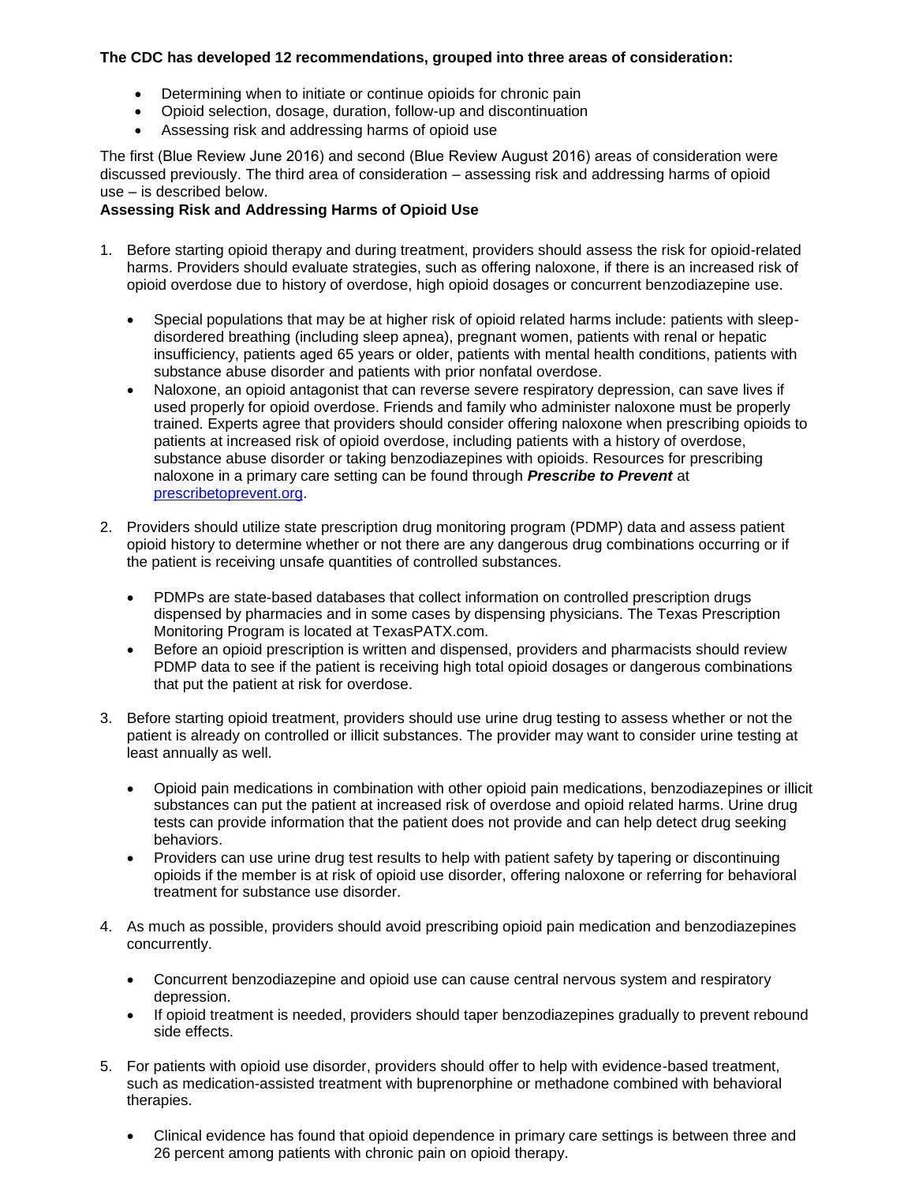**The CDC has developed 12 recommendations, grouped into three areas of consideration:**

- Determining when to initiate or continue opioids for chronic pain
- Opioid selection, dosage, duration, follow-up and discontinuation
- Assessing risk and addressing harms of opioid use

The first (Blue Review June 2016) and second (Blue Review August 2016) areas of consideration were discussed previously. The third area of consideration – assessing risk and addressing harms of opioid use – is described below.

**Assessing Risk and Addressing Harms of Opioid Use**

1. Before starting opioid therapy and during treatment, providers should assess the risk for opioid-related harms. Providers should evaluate strategies, such as offering naloxone, if there is an increased risk of opioid overdose due to history of overdose, high opioid dosages or concurrent benzodiazepine use.

    - Special populations that may be at higher risk of opioid related harms include: patients with sleep-disordered breathing (including sleep apnea), pregnant women, patients with renal or hepatic insufficiency, patients aged 65 years or older, patients with mental health conditions, patients with substance abuse disorder and patients with prior nonfatal overdose.
    - Naloxone, an opioid antagonist that can reverse severe respiratory depression, can save lives if used properly for opioid overdose. Friends and family who administer naloxone must be properly trained. Experts agree that providers should consider offering naloxone when prescribing opioids to patients at increased risk of opioid overdose, including patients with a history of overdose, substance abuse disorder or taking benzodiazepines with opioids. Resources for prescribing naloxone in a primary care setting can be found through ***Prescribe to Prevent*** at [prescribetoprevent.org](prescribetoprevent.org).

2. Providers should utilize state prescription drug monitoring program (PDMP) data and assess patient opioid history to determine whether or not there are any dangerous drug combinations occurring or if the patient is receiving unsafe quantities of controlled substances.

    - PDMPs are state-based databases that collect information on controlled prescription drugs dispensed by pharmacies and in some cases by dispensing physicians. The Texas Prescription Monitoring Program is located at TexasPATX.com.
    - Before an opioid prescription is written and dispensed, providers and pharmacists should review PDMP data to see if the patient is receiving high total opioid dosages or dangerous combinations that put the patient at risk for overdose.

3. Before starting opioid treatment, providers should use urine drug testing to assess whether or not the patient is already on controlled or illicit substances. The provider may want to consider urine testing at least annually as well.

    - Opioid pain medications in combination with other opioid pain medications, benzodiazepines or illicit substances can put the patient at increased risk of overdose and opioid related harms. Urine drug tests can provide information that the patient does not provide and can help detect drug seeking behaviors.
    - Providers can use urine drug test results to help with patient safety by tapering or discontinuing opioids if the member is at risk of opioid use disorder, offering naloxone or referring for behavioral treatment for substance use disorder.

4. As much as possible, providers should avoid prescribing opioid pain medication and benzodiazepines concurrently.

    - Concurrent benzodiazepine and opioid use can cause central nervous system and respiratory depression.
    - If opioid treatment is needed, providers should taper benzodiazepines gradually to prevent rebound side effects.

5. For patients with opioid use disorder, providers should offer to help with evidence-based treatment, such as medication-assisted treatment with buprenorphine or methadone combined with behavioral therapies.

    - Clinical evidence has found that opioid dependence in primary care settings is between three and 26 percent among patients with chronic pain on opioid therapy.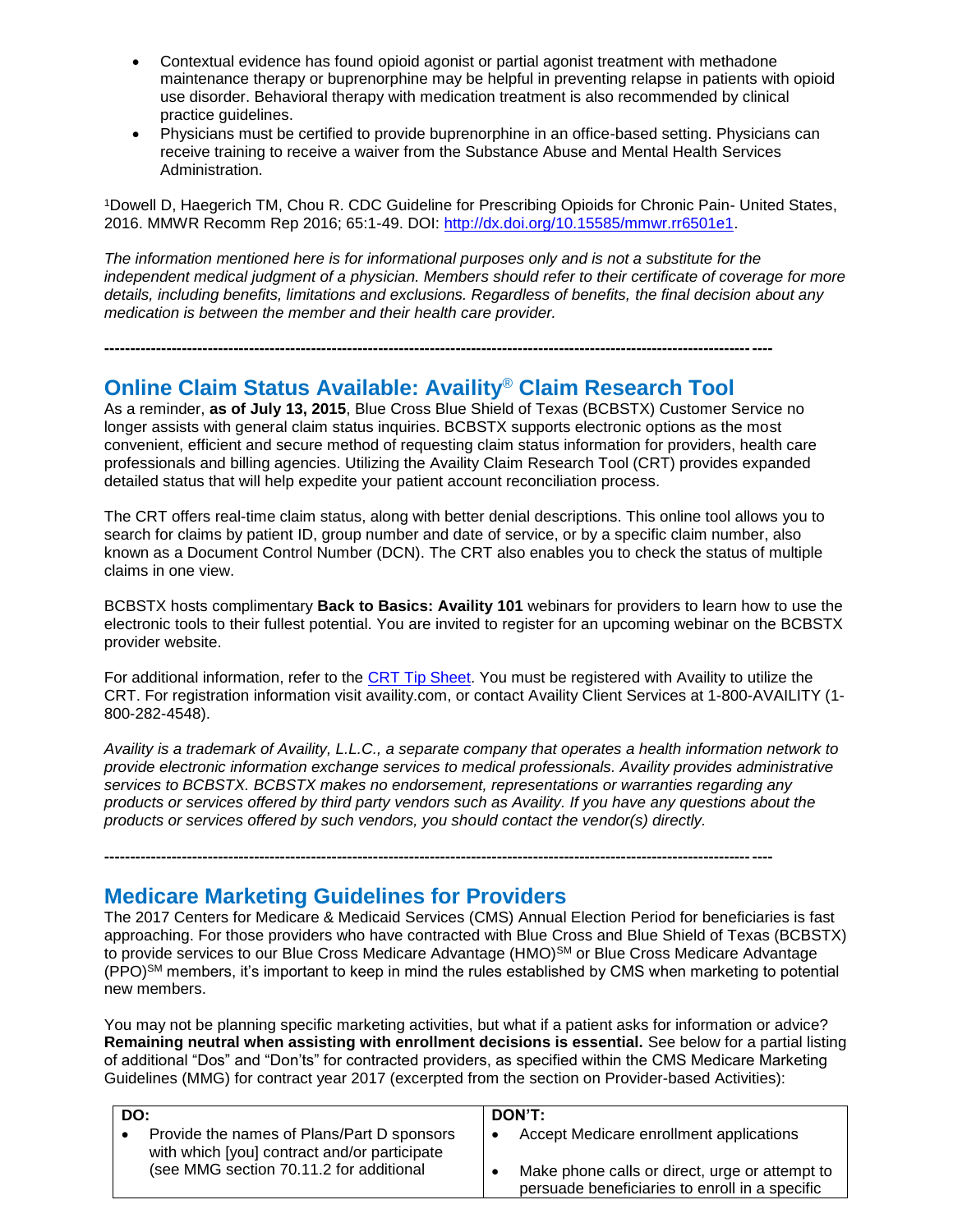- Contextual evidence has found opioid agonist or partial agonist treatment with methadone maintenance therapy or buprenorphine may be helpful in preventing relapse in patients with opioid use disorder. Behavioral therapy with medication treatment is also recommended by clinical practice guidelines.
- Physicians must be certified to provide buprenorphine in an office-based setting. Physicians can receive training to receive a waiver from the Substance Abuse and Mental Health Services Administration.

[1]Dowell D, Haegerich TM, Chou R. CDC Guideline for Prescribing Opioids for Chronic Pain- United States, 2016. MMWR Recomm Rep 2016; 65:1-49. DOI: [http://dx.doi.org/10.15585/mmwr.rr6501e1](http://dx.doi.org/10.15585/mmwr.rr6501e1).

*The information mentioned here is for informational purposes only and is not a substitute for the independent medical judgment of a physician. Members should refer to their certificate of coverage for more details, including benefits, limitations and exclusions. Regardless of benefits, the final decision about any medication is between the member and their health care provider.*

---

## Online Claim Status Available: Availity® Claim Research Tool

As a reminder, **as of July 13, 2015**, Blue Cross Blue Shield of Texas (BCBSTX) Customer Service no longer assists with general claim status inquiries. BCBSTX supports electronic options as the most convenient, efficient and secure method of requesting claim status information for providers, health care professionals and billing agencies. Utilizing the Availity Claim Research Tool (CRT) provides expanded detailed status that will help expedite your patient account reconciliation process.

The CRT offers real-time claim status, along with better denial descriptions. This online tool allows you to search for claims by patient ID, group number and date of service, or by a specific claim number, also known as a Document Control Number (DCN). The CRT also enables you to check the status of multiple claims in one view.

BCBSTX hosts complimentary **Back to Basics: Availity 101** webinars for providers to learn how to use the electronic tools to their fullest potential. You are invited to register for an upcoming webinar on the BCBSTX provider website.

For additional information, refer to the CRT Tip Sheet. You must be registered with Availity to utilize the CRT. For registration information visit availity.com, or contact Availity Client Services at 1-800-AVAILITY (1-800-282-4548).

*Availity is a trademark of Availity, L.L.C., a separate company that operates a health information network to provide electronic information exchange services to medical professionals. Availity provides administrative services to BCBSTX. BCBSTX makes no endorsement, representations or warranties regarding any products or services offered by third party vendors such as Availity. If you have any questions about the products or services offered by such vendors, you should contact the vendor(s) directly.*

---

## Medicare Marketing Guidelines for Providers

The 2017 Centers for Medicare & Medicaid Services (CMS) Annual Election Period for beneficiaries is fast approaching. For those providers who have contracted with Blue Cross and Blue Shield of Texas (BCBSTX) to provide services to our Blue Cross Medicare Advantage (HMO)℠ or Blue Cross Medicare Advantage (PPO)℠ members, it's important to keep in mind the rules established by CMS when marketing to potential new members.

You may not be planning specific marketing activities, but what if a patient asks for information or advice? **Remaining neutral when assisting with enrollment decisions is essential.** See below for a partial listing of additional "Dos" and "Don'ts" for contracted providers, as specified within the CMS Medicare Marketing Guidelines (MMG) for contract year 2017 (excerpted from the section on Provider-based Activities):

| DO: | DON'T: |
|---|---|
| • Provide the names of Plans/Part D sponsors with which [you] contract and/or participate (see MMG section 70.11.2 for additional | • Accept Medicare enrollment applications<br>• Make phone calls or direct, urge or attempt to persuade beneficiaries to enroll in a specific |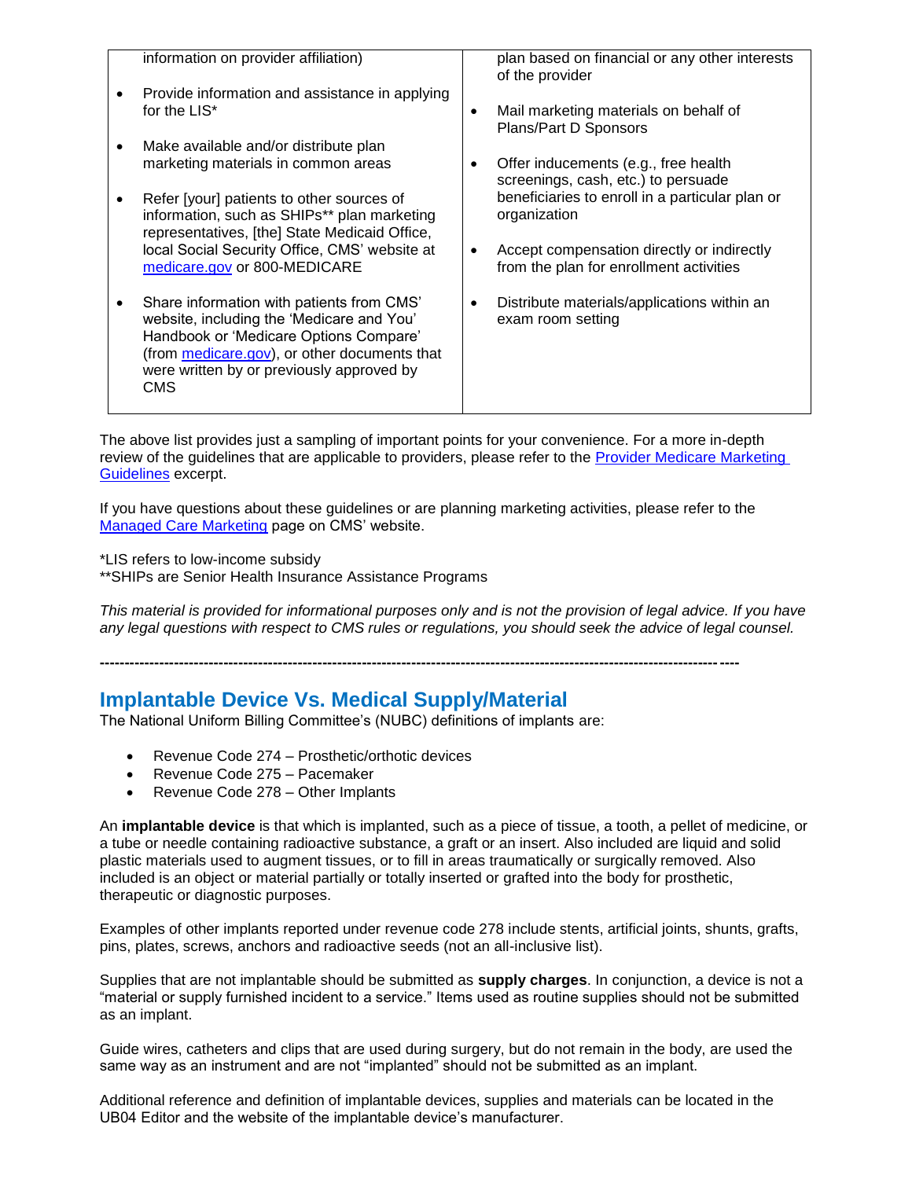| | |
|---|---|
| information on provider affiliation)<br><br>• Provide information and assistance in applying for the LIS*<br><br>• Make available and/or distribute plan marketing materials in common areas<br><br>• Refer [your] patients to other sources of information, such as SHIPs** plan marketing representatives, [the] State Medicaid Office, local Social Security Office, CMS' website at [medicare.gov](medicare.gov) or 800-MEDICARE<br><br>• Share information with patients from CMS' website, including the 'Medicare and You' Handbook or 'Medicare Options Compare' (from [medicare.gov](medicare.gov)), or other documents that were written by or previously approved by CMS | plan based on financial or any other interests of the provider<br><br>• Mail marketing materials on behalf of Plans/Part D Sponsors<br><br>• Offer inducements (e.g., free health screenings, cash, etc.) to persuade beneficiaries to enroll in a particular plan or organization<br><br>• Accept compensation directly or indirectly from the plan for enrollment activities<br><br>• Distribute materials/applications within an exam room setting |

The above list provides just a sampling of important points for your convenience. For a more in-depth review of the guidelines that are applicable to providers, please refer to the Provider Medicare Marketing Guidelines excerpt.

If you have questions about these guidelines or are planning marketing activities, please refer to the Managed Care Marketing page on CMS' website.

*LIS refers to low-income subsidy
**SHIPs are Senior Health Insurance Assistance Programs

*This material is provided for informational purposes only and is not the provision of legal advice. If you have any legal questions with respect to CMS rules or regulations, you should seek the advice of legal counsel.*

---

## Implantable Device Vs. Medical Supply/Material

The National Uniform Billing Committee's (NUBC) definitions of implants are:

- Revenue Code 274 – Prosthetic/orthotic devices
- Revenue Code 275 – Pacemaker
- Revenue Code 278 – Other Implants

An **implantable device** is that which is implanted, such as a piece of tissue, a tooth, a pellet of medicine, or a tube or needle containing radioactive substance, a graft or an insert. Also included are liquid and solid plastic materials used to augment tissues, or to fill in areas traumatically or surgically removed. Also included is an object or material partially or totally inserted or grafted into the body for prosthetic, therapeutic or diagnostic purposes.

Examples of other implants reported under revenue code 278 include stents, artificial joints, shunts, grafts, pins, plates, screws, anchors and radioactive seeds (not an all-inclusive list).

Supplies that are not implantable should be submitted as **supply charges**. In conjunction, a device is not a "material or supply furnished incident to a service." Items used as routine supplies should not be submitted as an implant.

Guide wires, catheters and clips that are used during surgery, but do not remain in the body, are used the same way as an instrument and are not "implanted" should not be submitted as an implant.

Additional reference and definition of implantable devices, supplies and materials can be located in the UB04 Editor and the website of the implantable device's manufacturer.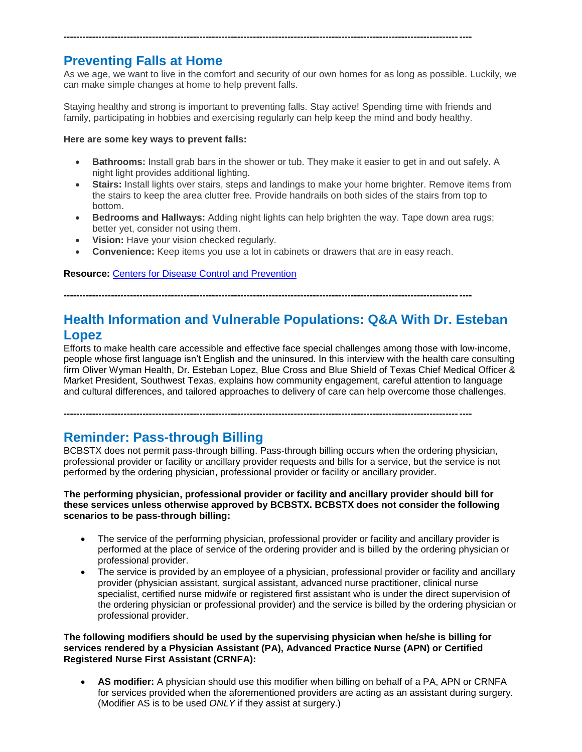---

## Preventing Falls at Home

As we age, we want to live in the comfort and security of our own homes for as long as possible. Luckily, we can make simple changes at home to help prevent falls.

Staying healthy and strong is important to preventing falls. Stay active! Spending time with friends and family, participating in hobbies and exercising regularly can help keep the mind and body healthy.

**Here are some key ways to prevent falls:**

- **Bathrooms:** Install grab bars in the shower or tub. They make it easier to get in and out safely. A night light provides additional lighting.
- **Stairs:** Install lights over stairs, steps and landings to make your home brighter. Remove items from the stairs to keep the area clutter free. Provide handrails on both sides of the stairs from top to bottom.
- **Bedrooms and Hallways:** Adding night lights can help brighten the way. Tape down area rugs; better yet, consider not using them.
- **Vision:** Have your vision checked regularly.
- **Convenience:** Keep items you use a lot in cabinets or drawers that are in easy reach.

**Resource:** Centers for Disease Control and Prevention

---

## Health Information and Vulnerable Populations: Q&A With Dr. Esteban Lopez

Efforts to make health care accessible and effective face special challenges among those with low-income, people whose first language isn't English and the uninsured. In this interview with the health care consulting firm Oliver Wyman Health, Dr. Esteban Lopez, Blue Cross and Blue Shield of Texas Chief Medical Officer & Market President, Southwest Texas, explains how community engagement, careful attention to language and cultural differences, and tailored approaches to delivery of care can help overcome those challenges.

---

## Reminder: Pass-through Billing

BCBSTX does not permit pass-through billing. Pass-through billing occurs when the ordering physician, professional provider or facility or ancillary provider requests and bills for a service, but the service is not performed by the ordering physician, professional provider or facility or ancillary provider.

**The performing physician, professional provider or facility and ancillary provider should bill for these services unless otherwise approved by BCBSTX. BCBSTX does not consider the following scenarios to be pass-through billing:**

- The service of the performing physician, professional provider or facility and ancillary provider is performed at the place of service of the ordering provider and is billed by the ordering physician or professional provider.
- The service is provided by an employee of a physician, professional provider or facility and ancillary provider (physician assistant, surgical assistant, advanced nurse practitioner, clinical nurse specialist, certified nurse midwife or registered first assistant who is under the direct supervision of the ordering physician or professional provider) and the service is billed by the ordering physician or professional provider.

**The following modifiers should be used by the supervising physician when he/she is billing for services rendered by a Physician Assistant (PA), Advanced Practice Nurse (APN) or Certified Registered Nurse First Assistant (CRNFA):**

- **AS modifier:** A physician should use this modifier when billing on behalf of a PA, APN or CRNFA for services provided when the aforementioned providers are acting as an assistant during surgery. (Modifier AS is to be used *ONLY* if they assist at surgery.)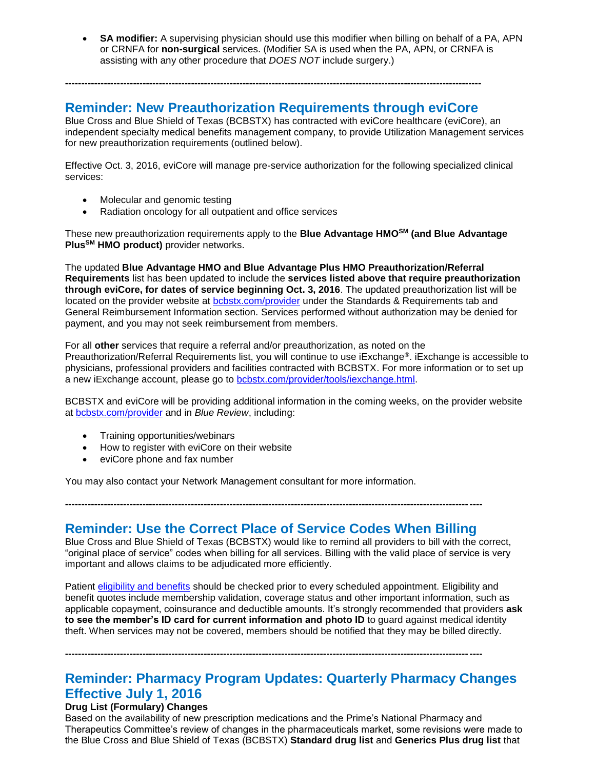- **SA modifier:** A supervising physician should use this modifier when billing on behalf of a PA, APN or CRNFA for **non-surgical** services. (Modifier SA is used when the PA, APN, or CRNFA is assisting with any other procedure that *DOES NOT* include surgery.)

---

## Reminder: New Preauthorization Requirements through eviCore

Blue Cross and Blue Shield of Texas (BCBSTX) has contracted with eviCore healthcare (eviCore), an independent specialty medical benefits management company, to provide Utilization Management services for new preauthorization requirements (outlined below).

Effective Oct. 3, 2016, eviCore will manage pre-service authorization for the following specialized clinical services:

- Molecular and genomic testing
- Radiation oncology for all outpatient and office services

These new preauthorization requirements apply to the **Blue Advantage HMO℠ (and Blue Advantage Plus℠ HMO product)** provider networks.

The updated **Blue Advantage HMO and Blue Advantage Plus HMO Preauthorization/Referral Requirements** list has been updated to include the **services listed above that require preauthorization through eviCore, for dates of service beginning Oct. 3, 2016**. The updated preauthorization list will be located on the provider website at [bcbstx.com/provider](bcbstx.com/provider) under the Standards & Requirements tab and General Reimbursement Information section. Services performed without authorization may be denied for payment, and you may not seek reimbursement from members.

For all **other** services that require a referral and/or preauthorization, as noted on the Preauthorization/Referral Requirements list, you will continue to use iExchange®. iExchange is accessible to physicians, professional providers and facilities contracted with BCBSTX. For more information or to set up a new iExchange account, please go to [bcbstx.com/provider/tools/iexchange.html](bcbstx.com/provider/tools/iexchange.html).

BCBSTX and eviCore will be providing additional information in the coming weeks, on the provider website at [bcbstx.com/provider](bcbstx.com/provider) and in *Blue Review*, including:

- Training opportunities/webinars
- How to register with eviCore on their website
- eviCore phone and fax number

You may also contact your Network Management consultant for more information.

---

## Reminder: Use the Correct Place of Service Codes When Billing

Blue Cross and Blue Shield of Texas (BCBSTX) would like to remind all providers to bill with the correct, "original place of service" codes when billing for all services. Billing with the valid place of service is very important and allows claims to be adjudicated more efficiently.

Patient [eligibility and benefits]() should be checked prior to every scheduled appointment. Eligibility and benefit quotes include membership validation, coverage status and other important information, such as applicable copayment, coinsurance and deductible amounts. It's strongly recommended that providers **ask to see the member's ID card for current information and photo ID** to guard against medical identity theft. When services may not be covered, members should be notified that they may be billed directly.

---

## Reminder: Pharmacy Program Updates: Quarterly Pharmacy Changes Effective July 1, 2016

**Drug List (Formulary) Changes**

Based on the availability of new prescription medications and the Prime's National Pharmacy and Therapeutics Committee's review of changes in the pharmaceuticals market, some revisions were made to the Blue Cross and Blue Shield of Texas (BCBSTX) **Standard drug list** and **Generics Plus drug list** that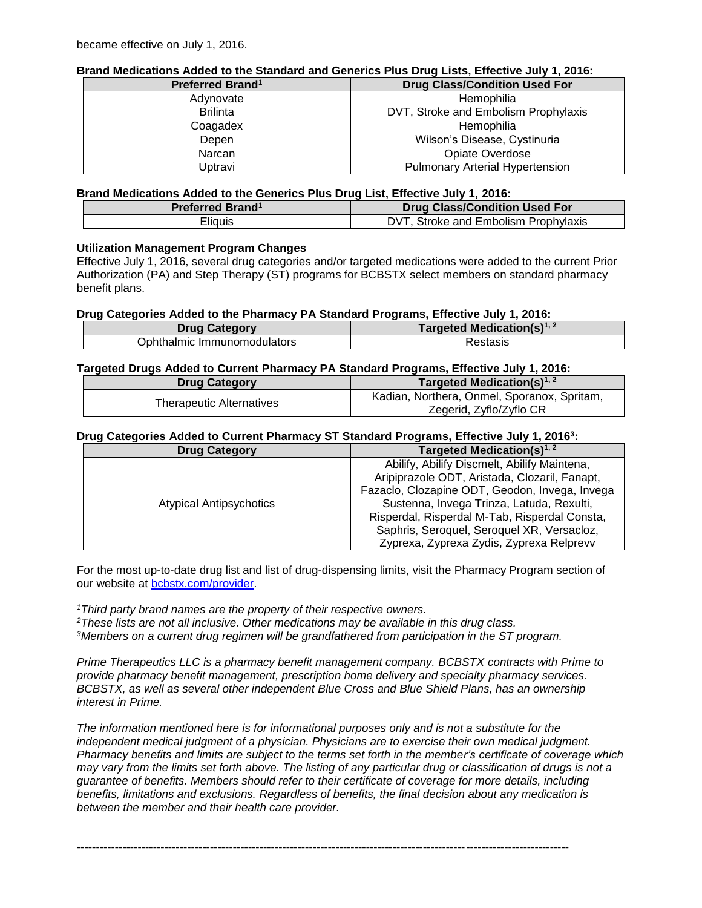became effective on July 1, 2016.

**Brand Medications Added to the Standard and Generics Plus Drug Lists, Effective July 1, 2016:**

| Preferred Brand[1] | Drug Class/Condition Used For |
|---|---|
| Adynovate | Hemophilia |
| Brilinta | DVT, Stroke and Embolism Prophylaxis |
| Coagadex | Hemophilia |
| Depen | Wilson's Disease, Cystinuria |
| Narcan | Opiate Overdose |
| Uptravi | Pulmonary Arterial Hypertension |

**Brand Medications Added to the Generics Plus Drug List, Effective July 1, 2016:**

| Preferred Brand[1] | Drug Class/Condition Used For |
|---|---|
| Eliquis | DVT, Stroke and Embolism Prophylaxis |

**Utilization Management Program Changes**

Effective July 1, 2016, several drug categories and/or targeted medications were added to the current Prior Authorization (PA) and Step Therapy (ST) programs for BCBSTX select members on standard pharmacy benefit plans.

**Drug Categories Added to the Pharmacy PA Standard Programs, Effective July 1, 2016:**

| Drug Category | Targeted Medication(s)[1, 2] |
|---|---|
| Ophthalmic Immunomodulators | Restasis |

**Targeted Drugs Added to Current Pharmacy PA Standard Programs, Effective July 1, 2016:**

| Drug Category | Targeted Medication(s)[1, 2] |
|---|---|
| Therapeutic Alternatives | Kadian, Northera, Onmel, Sporanox, Spritam, Zegerid, Zyflo/Zyflo CR |

**Drug Categories Added to Current Pharmacy ST Standard Programs, Effective July 1, 2016[3]:**

| Drug Category | Targeted Medication(s)[1, 2] |
|---|---|
| Atypical Antipsychotics | Abilify, Abilify Discmelt, Abilify Maintena, Aripiprazole ODT, Aristada, Clozaril, Fanapt, Fazaclo, Clozapine ODT, Geodon, Invega, Invega Sustenna, Invega Trinza, Latuda, Rexulti, Risperdal, Risperdal M-Tab, Risperdal Consta, Saphris, Seroquel, Seroquel XR, Versacloz, Zyprexa, Zyprexa Zydis, Zyprexa Relprevv |

For the most up-to-date drug list and list of drug-dispensing limits, visit the Pharmacy Program section of our website at [bcbstx.com/provider](bcbstx.com/provider).

*[1]Third party brand names are the property of their respective owners.*
*[2]These lists are not all inclusive. Other medications may be available in this drug class.*
*[3]Members on a current drug regimen will be grandfathered from participation in the ST program.*

*Prime Therapeutics LLC is a pharmacy benefit management company. BCBSTX contracts with Prime to provide pharmacy benefit management, prescription home delivery and specialty pharmacy services. BCBSTX, as well as several other independent Blue Cross and Blue Shield Plans, has an ownership interest in Prime.*

*The information mentioned here is for informational purposes only and is not a substitute for the independent medical judgment of a physician. Physicians are to exercise their own medical judgment. Pharmacy benefits and limits are subject to the terms set forth in the member's certificate of coverage which may vary from the limits set forth above. The listing of any particular drug or classification of drugs is not a guarantee of benefits. Members should refer to their certificate of coverage for more details, including benefits, limitations and exclusions. Regardless of benefits, the final decision about any medication is between the member and their health care provider.*

---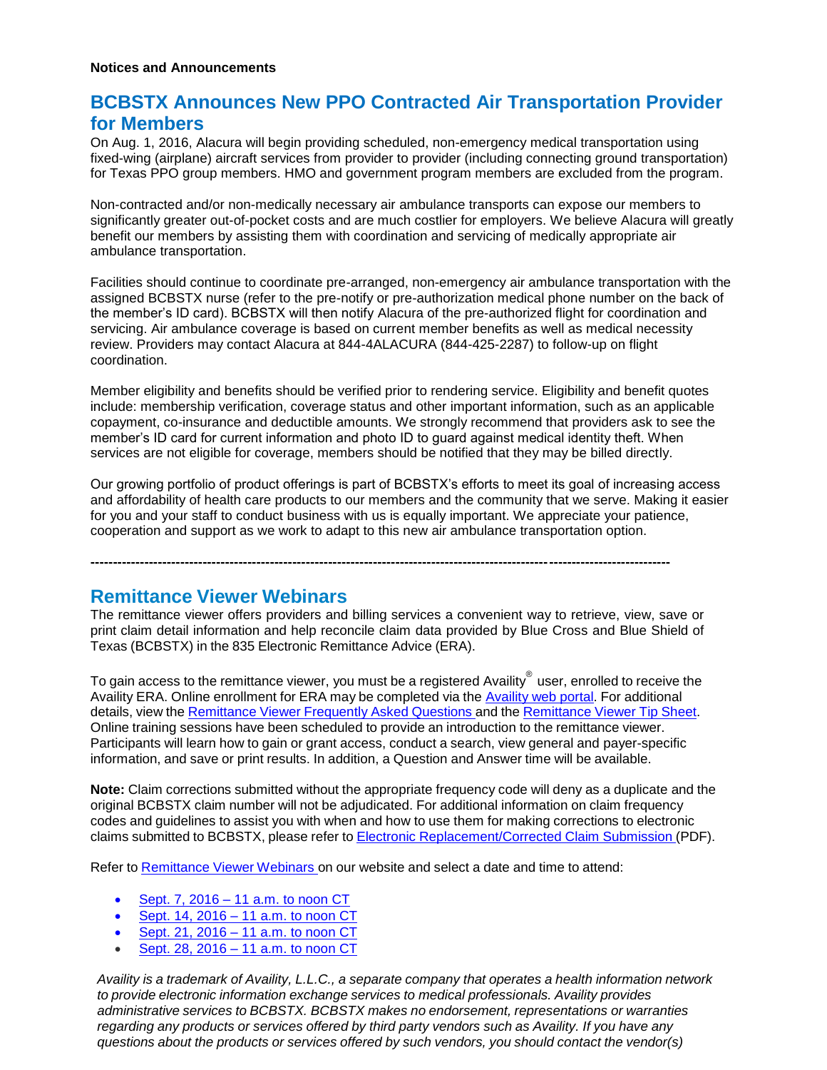**Notices and Announcements**

## BCBSTX Announces New PPO Contracted Air Transportation Provider for Members

On Aug. 1, 2016, Alacura will begin providing scheduled, non-emergency medical transportation using fixed-wing (airplane) aircraft services from provider to provider (including connecting ground transportation) for Texas PPO group members. HMO and government program members are excluded from the program.

Non-contracted and/or non-medically necessary air ambulance transports can expose our members to significantly greater out-of-pocket costs and are much costlier for employers. We believe Alacura will greatly benefit our members by assisting them with coordination and servicing of medically appropriate air ambulance transportation.

Facilities should continue to coordinate pre-arranged, non-emergency air ambulance transportation with the assigned BCBSTX nurse (refer to the pre-notify or pre-authorization medical phone number on the back of the member's ID card). BCBSTX will then notify Alacura of the pre-authorized flight for coordination and servicing. Air ambulance coverage is based on current member benefits as well as medical necessity review. Providers may contact Alacura at 844-4ALACURA (844-425-2287) to follow-up on flight coordination.

Member eligibility and benefits should be verified prior to rendering service. Eligibility and benefit quotes include: membership verification, coverage status and other important information, such as an applicable copayment, co-insurance and deductible amounts. We strongly recommend that providers ask to see the member's ID card for current information and photo ID to guard against medical identity theft. When services are not eligible for coverage, members should be notified that they may be billed directly.

Our growing portfolio of product offerings is part of BCBSTX's efforts to meet its goal of increasing access and affordability of health care products to our members and the community that we serve. Making it easier for you and your staff to conduct business with us is equally important. We appreciate your patience, cooperation and support as we work to adapt to this new air ambulance transportation option.

---

## Remittance Viewer Webinars

The remittance viewer offers providers and billing services a convenient way to retrieve, view, save or print claim detail information and help reconcile claim data provided by Blue Cross and Blue Shield of Texas (BCBSTX) in the 835 Electronic Remittance Advice (ERA).

To gain access to the remittance viewer, you must be a registered Availity® user, enrolled to receive the Availity ERA. Online enrollment for ERA may be completed via the Availity web portal. For additional details, view the Remittance Viewer Frequently Asked Questions and the Remittance Viewer Tip Sheet. Online training sessions have been scheduled to provide an introduction to the remittance viewer. Participants will learn how to gain or grant access, conduct a search, view general and payer-specific information, and save or print results. In addition, a Question and Answer time will be available.

**Note:** Claim corrections submitted without the appropriate frequency code will deny as a duplicate and the original BCBSTX claim number will not be adjudicated. For additional information on claim frequency codes and guidelines to assist you with when and how to use them for making corrections to electronic claims submitted to BCBSTX, please refer to Electronic Replacement/Corrected Claim Submission (PDF).

Refer to Remittance Viewer Webinars on our website and select a date and time to attend:

- Sept. 7, 2016 – 11 a.m. to noon CT
- Sept. 14, 2016 – 11 a.m. to noon CT
- Sept. 21, 2016 – 11 a.m. to noon CT
- Sept. 28, 2016 – 11 a.m. to noon CT

*Availity is a trademark of Availity, L.L.C., a separate company that operates a health information network to provide electronic information exchange services to medical professionals. Availity provides administrative services to BCBSTX. BCBSTX makes no endorsement, representations or warranties regarding any products or services offered by third party vendors such as Availity. If you have any questions about the products or services offered by such vendors, you should contact the vendor(s)*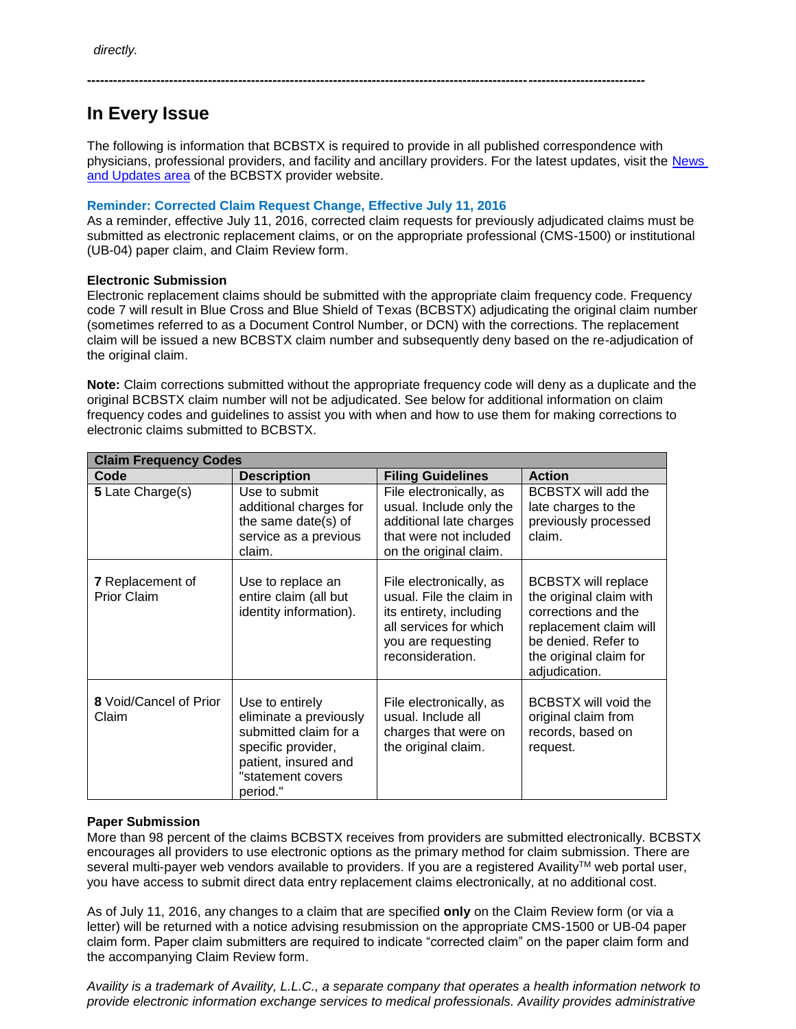*directly.*

---

## In Every Issue

The following is information that BCBSTX is required to provide in all published correspondence with physicians, professional providers, and facility and ancillary providers. For the latest updates, visit the [News and Updates area](#) of the BCBSTX provider website.

### Reminder: Corrected Claim Request Change, Effective July 11, 2016

As a reminder, effective July 11, 2016, corrected claim requests for previously adjudicated claims must be submitted as electronic replacement claims, or on the appropriate professional (CMS-1500) or institutional (UB-04) paper claim, and Claim Review form.

**Electronic Submission**

Electronic replacement claims should be submitted with the appropriate claim frequency code. Frequency code 7 will result in Blue Cross and Blue Shield of Texas (BCBSTX) adjudicating the original claim number (sometimes referred to as a Document Control Number, or DCN) with the corrections. The replacement claim will be issued a new BCBSTX claim number and subsequently deny based on the re-adjudication of the original claim.

**Note:** Claim corrections submitted without the appropriate frequency code will deny as a duplicate and the original BCBSTX claim number will not be adjudicated. See below for additional information on claim frequency codes and guidelines to assist you with when and how to use them for making corrections to electronic claims submitted to BCBSTX.

| **Claim Frequency Codes** | | | |
|---|---|---|---|
| **Code** | **Description** | **Filing Guidelines** | **Action** |
| **5** Late Charge(s) | Use to submit additional charges for the same date(s) of service as a previous claim. | File electronically, as usual. Include only the additional late charges that were not included on the original claim. | BCBSTX will add the late charges to the previously processed claim. |
| **7** Replacement of Prior Claim | Use to replace an entire claim (all but identity information). | File electronically, as usual. File the claim in its entirety, including all services for which you are requesting reconsideration. | BCBSTX will replace the original claim with corrections and the replacement claim will be denied. Refer to the original claim for adjudication. |
| **8** Void/Cancel of Prior Claim | Use to entirely eliminate a previously submitted claim for a specific provider, patient, insured and "statement covers period." | File electronically, as usual. Include all charges that were on the original claim. | BCBSTX will void the original claim from records, based on request. |

**Paper Submission**

More than 98 percent of the claims BCBSTX receives from providers are submitted electronically. BCBSTX encourages all providers to use electronic options as the primary method for claim submission. There are several multi-payer web vendors available to providers. If you are a registered Availity™ web portal user, you have access to submit direct data entry replacement claims electronically, at no additional cost.

As of July 11, 2016, any changes to a claim that are specified **only** on the Claim Review form (or via a letter) will be returned with a notice advising resubmission on the appropriate CMS-1500 or UB-04 paper claim form. Paper claim submitters are required to indicate "corrected claim" on the paper claim form and the accompanying Claim Review form.

*Availity is a trademark of Availity, L.L.C., a separate company that operates a health information network to provide electronic information exchange services to medical professionals. Availity provides administrative*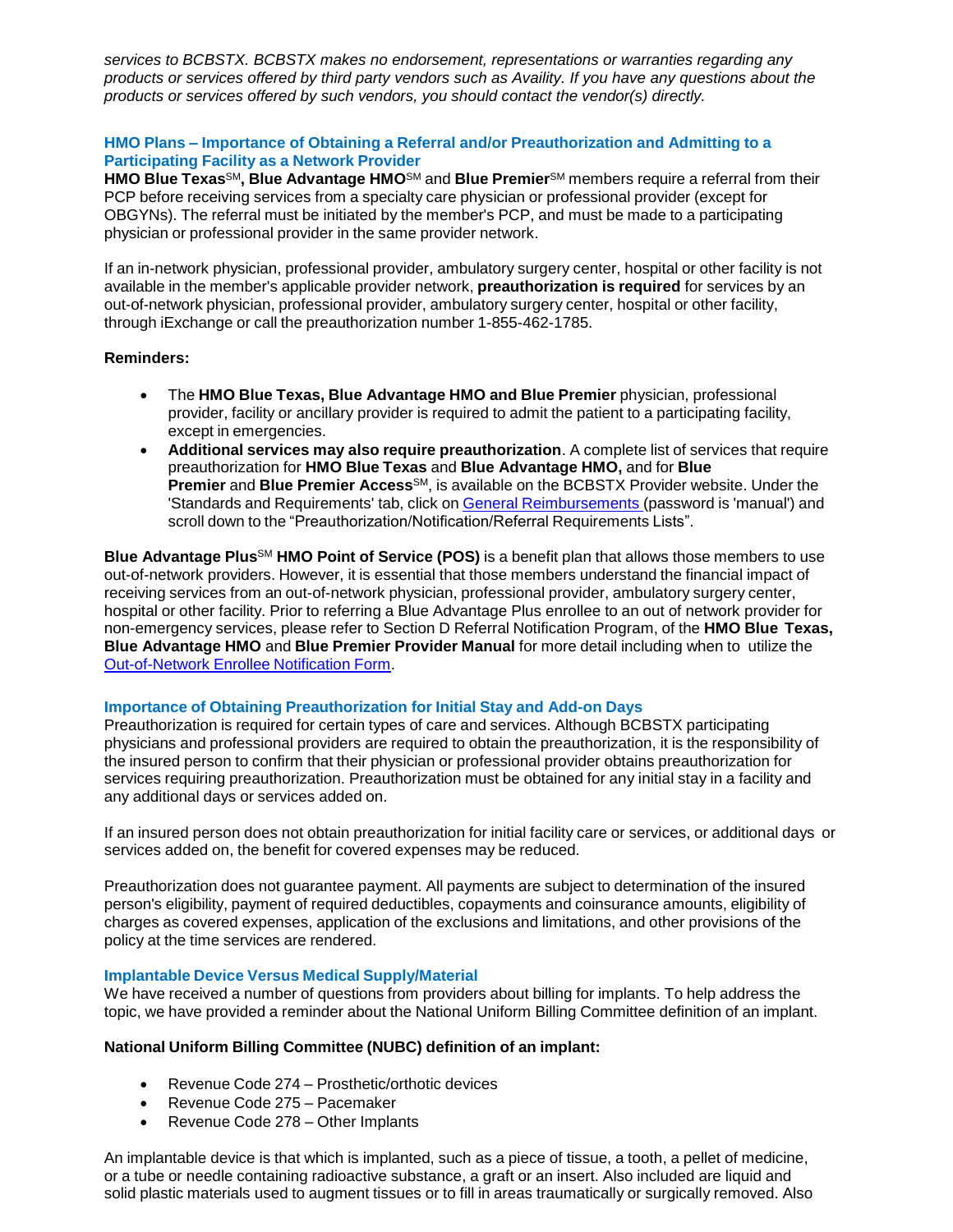*services to BCBSTX. BCBSTX makes no endorsement, representations or warranties regarding any products or services offered by third party vendors such as Availity. If you have any questions about the products or services offered by such vendors, you should contact the vendor(s) directly.*

### HMO Plans – Importance of Obtaining a Referral and/or Preauthorization and Admitting to a Participating Facility as a Network Provider

**HMO Blue Texas**SM**, Blue Advantage HMO**SM and **Blue Premier**SM members require a referral from their PCP before receiving services from a specialty care physician or professional provider (except for OBGYNs). The referral must be initiated by the member's PCP, and must be made to a participating physician or professional provider in the same provider network.

If an in-network physician, professional provider, ambulatory surgery center, hospital or other facility is not available in the member's applicable provider network, **preauthorization is required** for services by an out-of-network physician, professional provider, ambulatory surgery center, hospital or other facility, through iExchange or call the preauthorization number 1-855-462-1785.

**Reminders:**

- The **HMO Blue Texas, Blue Advantage HMO and Blue Premier** physician, professional provider, facility or ancillary provider is required to admit the patient to a participating facility, except in emergencies.
- **Additional services may also require preauthorization**. A complete list of services that require preauthorization for **HMO Blue Texas** and **Blue Advantage HMO,** and for **Blue Premier** and **Blue Premier Access**SM, is available on the BCBSTX Provider website. Under the 'Standards and Requirements' tab, click on General Reimbursements (password is 'manual') and scroll down to the "Preauthorization/Notification/Referral Requirements Lists".

**Blue Advantage Plus**SM **HMO Point of Service (POS)** is a benefit plan that allows those members to use out-of-network providers. However, it is essential that those members understand the financial impact of receiving services from an out-of-network physician, professional provider, ambulatory surgery center, hospital or other facility. Prior to referring a Blue Advantage Plus enrollee to an out of network provider for non-emergency services, please refer to Section D Referral Notification Program, of the **HMO Blue Texas, Blue Advantage HMO** and **Blue Premier Provider Manual** for more detail including when to utilize the Out-of-Network Enrollee Notification Form.

### Importance of Obtaining Preauthorization for Initial Stay and Add-on Days

Preauthorization is required for certain types of care and services. Although BCBSTX participating physicians and professional providers are required to obtain the preauthorization, it is the responsibility of the insured person to confirm that their physician or professional provider obtains preauthorization for services requiring preauthorization. Preauthorization must be obtained for any initial stay in a facility and any additional days or services added on.

If an insured person does not obtain preauthorization for initial facility care or services, or additional days or services added on, the benefit for covered expenses may be reduced.

Preauthorization does not guarantee payment. All payments are subject to determination of the insured person's eligibility, payment of required deductibles, copayments and coinsurance amounts, eligibility of charges as covered expenses, application of the exclusions and limitations, and other provisions of the policy at the time services are rendered.

### Implantable Device Versus Medical Supply/Material

We have received a number of questions from providers about billing for implants. To help address the topic, we have provided a reminder about the National Uniform Billing Committee definition of an implant.

**National Uniform Billing Committee (NUBC) definition of an implant:**

- Revenue Code 274 – Prosthetic/orthotic devices
- Revenue Code 275 – Pacemaker
- Revenue Code 278 – Other Implants

An implantable device is that which is implanted, such as a piece of tissue, a tooth, a pellet of medicine, or a tube or needle containing radioactive substance, a graft or an insert. Also included are liquid and solid plastic materials used to augment tissues or to fill in areas traumatically or surgically removed. Also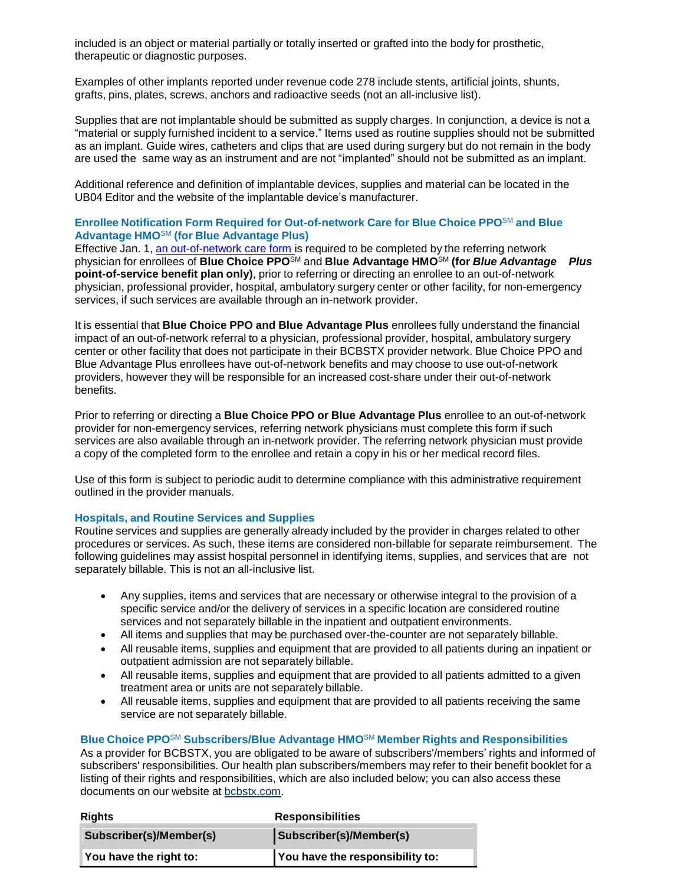included is an object or material partially or totally inserted or grafted into the body for prosthetic, therapeutic or diagnostic purposes.

Examples of other implants reported under revenue code 278 include stents, artificial joints, shunts, grafts, pins, plates, screws, anchors and radioactive seeds (not an all-inclusive list).

Supplies that are not implantable should be submitted as supply charges. In conjunction, a device is not a "material or supply furnished incident to a service." Items used as routine supplies should not be submitted as an implant. Guide wires, catheters and clips that are used during surgery but do not remain in the body are used the same way as an instrument and are not "implanted" should not be submitted as an implant.

Additional reference and definition of implantable devices, supplies and material can be located in the UB04 Editor and the website of the implantable device's manufacturer.

### Enrollee Notification Form Required for Out-of-network Care for Blue Choice PPO℠ and Blue Advantage HMO℠ (for Blue Advantage Plus)

Effective Jan. 1, an out-of-network care form is required to be completed by the referring network physician for enrollees of **Blue Choice PPO**℠ and **Blue Advantage HMO**℠ **(for *Blue Advantage Plus* point-of-service benefit plan only)**, prior to referring or directing an enrollee to an out-of-network physician, professional provider, hospital, ambulatory surgery center or other facility, for non-emergency services, if such services are available through an in-network provider.

It is essential that **Blue Choice PPO and Blue Advantage Plus** enrollees fully understand the financial impact of an out-of-network referral to a physician, professional provider, hospital, ambulatory surgery center or other facility that does not participate in their BCBSTX provider network. Blue Choice PPO and Blue Advantage Plus enrollees have out-of-network benefits and may choose to use out-of-network providers, however they will be responsible for an increased cost-share under their out-of-network benefits.

Prior to referring or directing a **Blue Choice PPO or Blue Advantage Plus** enrollee to an out-of-network provider for non-emergency services, referring network physicians must complete this form if such services are also available through an in-network provider. The referring network physician must provide a copy of the completed form to the enrollee and retain a copy in his or her medical record files.

Use of this form is subject to periodic audit to determine compliance with this administrative requirement outlined in the provider manuals.

### Hospitals, and Routine Services and Supplies

Routine services and supplies are generally already included by the provider in charges related to other procedures or services. As such, these items are considered non-billable for separate reimbursement. The following guidelines may assist hospital personnel in identifying items, supplies, and services that are not separately billable. This is not an all-inclusive list.

- Any supplies, items and services that are necessary or otherwise integral to the provision of a specific service and/or the delivery of services in a specific location are considered routine services and not separately billable in the inpatient and outpatient environments.
- All items and supplies that may be purchased over-the-counter are not separately billable.
- All reusable items, supplies and equipment that are provided to all patients during an inpatient or outpatient admission are not separately billable.
- All reusable items, supplies and equipment that are provided to all patients admitted to a given treatment area or units are not separately billable.
- All reusable items, supplies and equipment that are provided to all patients receiving the same service are not separately billable.

### Blue Choice PPO℠ Subscribers/Blue Advantage HMO℠ Member Rights and Responsibilities

As a provider for BCBSTX, you are obligated to be aware of subscribers'/members' rights and informed of subscribers' responsibilities. Our health plan subscribers/members may refer to their benefit booklet for a listing of their rights and responsibilities, which are also included below; you can also access these documents on our website at bcbstx.com.

| Rights | Responsibilities |
|---|---|
| **Subscriber(s)/Member(s)** | **Subscriber(s)/Member(s)** |
| **You have the right to:** | **You have the responsibility to:** |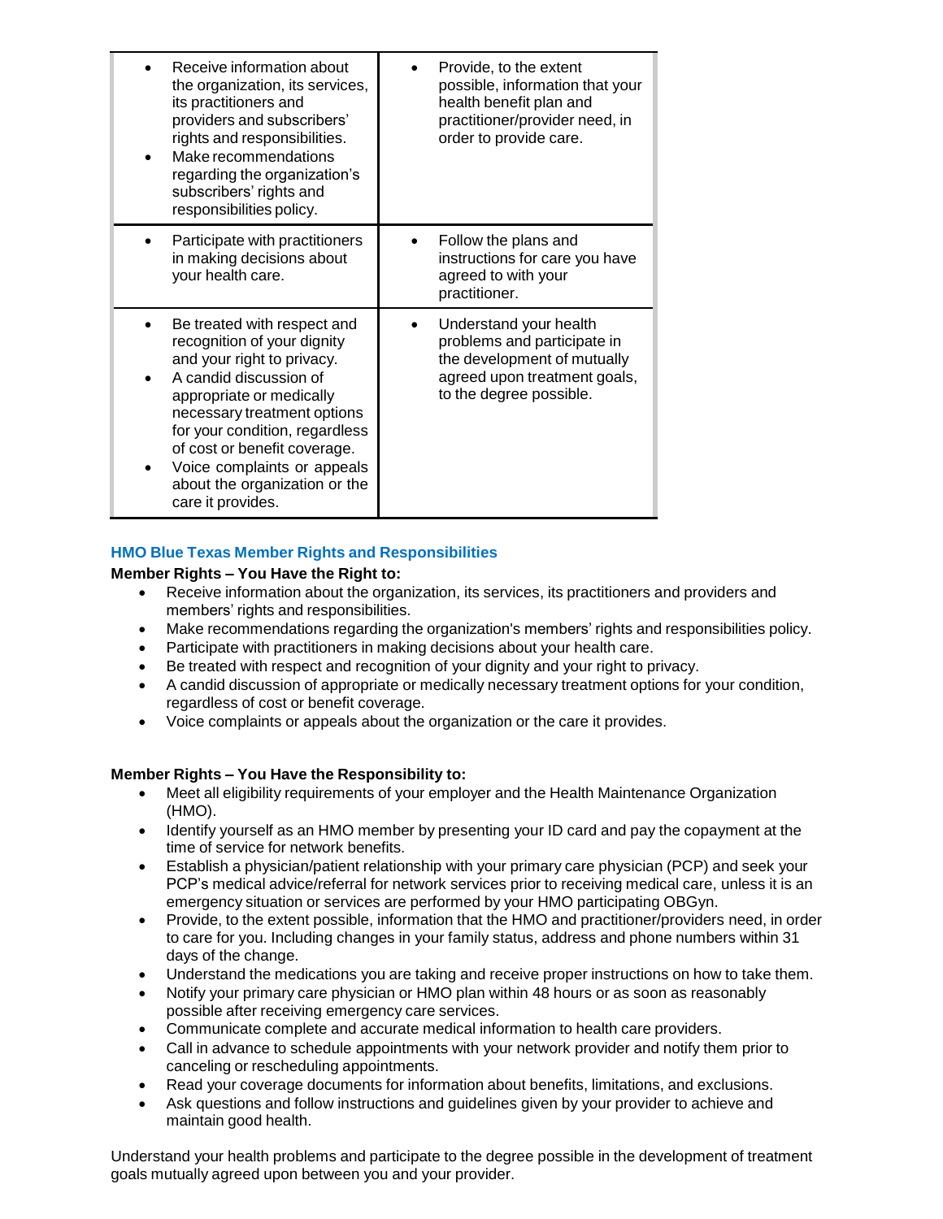| | |
|---|---|
| • Receive information about the organization, its services, its practitioners and providers and subscribers' rights and responsibilities.<br>• Make recommendations regarding the organization's subscribers' rights and responsibilities policy. | • Provide, to the extent possible, information that your health benefit plan and practitioner/provider need, in order to provide care. |
| • Participate with practitioners in making decisions about your health care. | • Follow the plans and instructions for care you have agreed to with your practitioner. |
| • Be treated with respect and recognition of your dignity and your right to privacy.<br>• A candid discussion of appropriate or medically necessary treatment options for your condition, regardless of cost or benefit coverage.<br>• Voice complaints or appeals about the organization or the care it provides. | • Understand your health problems and participate in the development of mutually agreed upon treatment goals, to the degree possible. |

## HMO Blue Texas Member Rights and Responsibilities

**Member Rights – You Have the Right to:**

- Receive information about the organization, its services, its practitioners and providers and members' rights and responsibilities.
- Make recommendations regarding the organization's members' rights and responsibilities policy.
- Participate with practitioners in making decisions about your health care.
- Be treated with respect and recognition of your dignity and your right to privacy.
- A candid discussion of appropriate or medically necessary treatment options for your condition, regardless of cost or benefit coverage.
- Voice complaints or appeals about the organization or the care it provides.

**Member Rights – You Have the Responsibility to:**

- Meet all eligibility requirements of your employer and the Health Maintenance Organization (HMO).
- Identify yourself as an HMO member by presenting your ID card and pay the copayment at the time of service for network benefits.
- Establish a physician/patient relationship with your primary care physician (PCP) and seek your PCP's medical advice/referral for network services prior to receiving medical care, unless it is an emergency situation or services are performed by your HMO participating OBGyn.
- Provide, to the extent possible, information that the HMO and practitioner/providers need, in order to care for you. Including changes in your family status, address and phone numbers within 31 days of the change.
- Understand the medications you are taking and receive proper instructions on how to take them.
- Notify your primary care physician or HMO plan within 48 hours or as soon as reasonably possible after receiving emergency care services.
- Communicate complete and accurate medical information to health care providers.
- Call in advance to schedule appointments with your network provider and notify them prior to canceling or rescheduling appointments.
- Read your coverage documents for information about benefits, limitations, and exclusions.
- Ask questions and follow instructions and guidelines given by your provider to achieve and maintain good health.

Understand your health problems and participate to the degree possible in the development of treatment goals mutually agreed upon between you and your provider.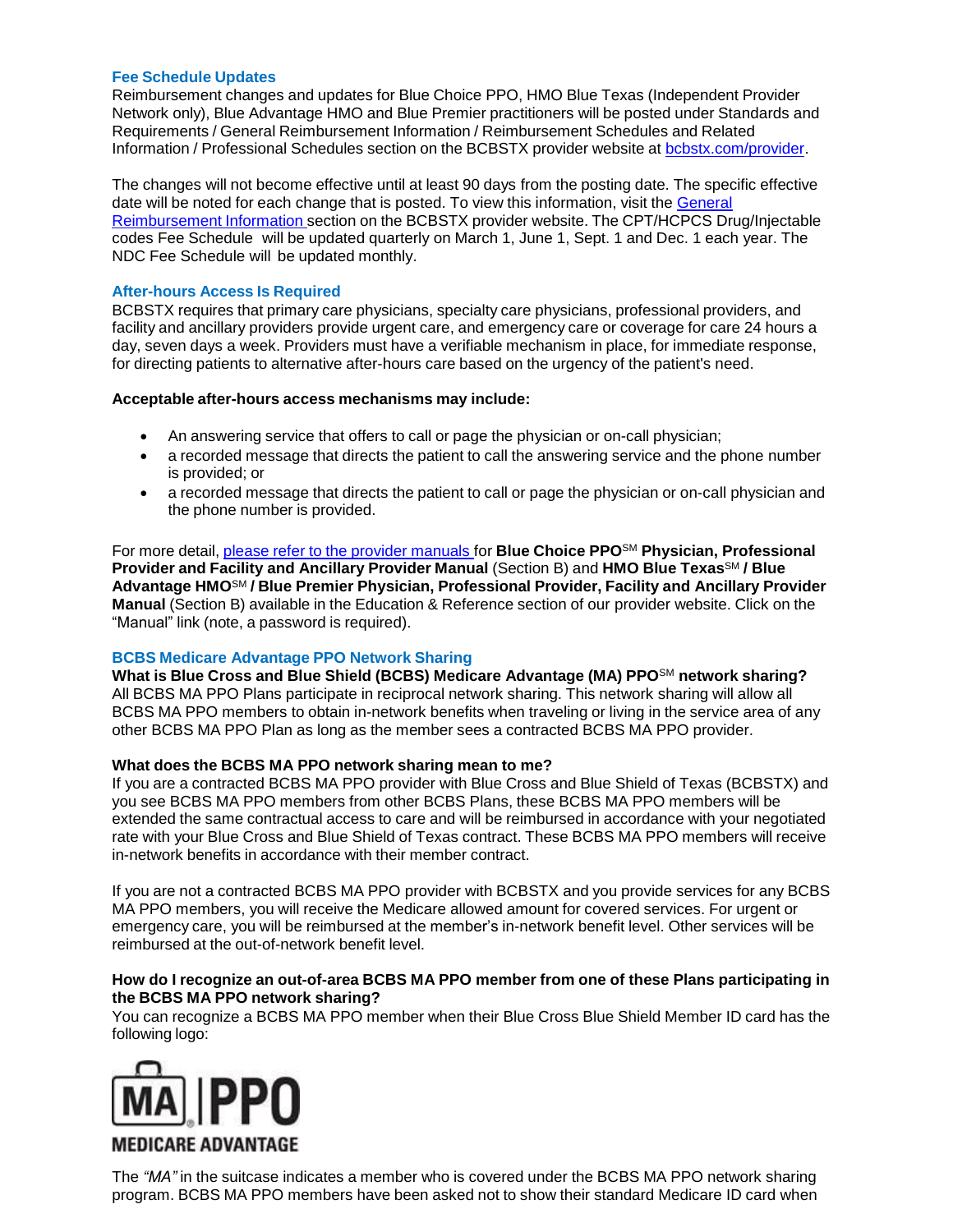## Fee Schedule Updates

Reimbursement changes and updates for Blue Choice PPO, HMO Blue Texas (Independent Provider Network only), Blue Advantage HMO and Blue Premier practitioners will be posted under Standards and Requirements / General Reimbursement Information / Reimbursement Schedules and Related Information / Professional Schedules section on the BCBSTX provider website at [bcbstx.com/provider](bcbstx.com/provider).

The changes will not become effective until at least 90 days from the posting date. The specific effective date will be noted for each change that is posted. To view this information, visit the [General Reimbursement Information](#) section on the BCBSTX provider website. The CPT/HCPCS Drug/Injectable codes Fee Schedule will be updated quarterly on March 1, June 1, Sept. 1 and Dec. 1 each year. The NDC Fee Schedule will be updated monthly.

## After-hours Access Is Required

BCBSTX requires that primary care physicians, specialty care physicians, professional providers, and facility and ancillary providers provide urgent care, and emergency care or coverage for care 24 hours a day, seven days a week. Providers must have a verifiable mechanism in place, for immediate response, for directing patients to alternative after-hours care based on the urgency of the patient's need.

**Acceptable after-hours access mechanisms may include:**

- An answering service that offers to call or page the physician or on-call physician;
- a recorded message that directs the patient to call the answering service and the phone number is provided; or
- a recorded message that directs the patient to call or page the physician or on-call physician and the phone number is provided.

For more detail, [please refer to the provider manuals](#) for **Blue Choice PPO℠ Physician, Professional Provider and Facility and Ancillary Provider Manual** (Section B) and **HMO Blue Texas℠ / Blue Advantage HMO℠ / Blue Premier Physician, Professional Provider, Facility and Ancillary Provider Manual** (Section B) available in the Education & Reference section of our provider website. Click on the "Manual" link (note, a password is required).

## BCBS Medicare Advantage PPO Network Sharing

**What is Blue Cross and Blue Shield (BCBS) Medicare Advantage (MA) PPO℠ network sharing?**
All BCBS MA PPO Plans participate in reciprocal network sharing. This network sharing will allow all BCBS MA PPO members to obtain in-network benefits when traveling or living in the service area of any other BCBS MA PPO Plan as long as the member sees a contracted BCBS MA PPO provider.

**What does the BCBS MA PPO network sharing mean to me?**
If you are a contracted BCBS MA PPO provider with Blue Cross and Blue Shield of Texas (BCBSTX) and you see BCBS MA PPO members from other BCBS Plans, these BCBS MA PPO members will be extended the same contractual access to care and will be reimbursed in accordance with your negotiated rate with your Blue Cross and Blue Shield of Texas contract. These BCBS MA PPO members will receive in-network benefits in accordance with their member contract.

If you are not a contracted BCBS MA PPO provider with BCBSTX and you provide services for any BCBS MA PPO members, you will receive the Medicare allowed amount for covered services. For urgent or emergency care, you will be reimbursed at the member's in-network benefit level. Other services will be reimbursed at the out-of-network benefit level.

**How do I recognize an out-of-area BCBS MA PPO member from one of these Plans participating in the BCBS MA PPO network sharing?**
You can recognize a BCBS MA PPO member when their Blue Cross Blue Shield Member ID card has the following logo:

MA | PPO
MEDICARE ADVANTAGE

The *"MA"* in the suitcase indicates a member who is covered under the BCBS MA PPO network sharing program. BCBS MA PPO members have been asked not to show their standard Medicare ID card when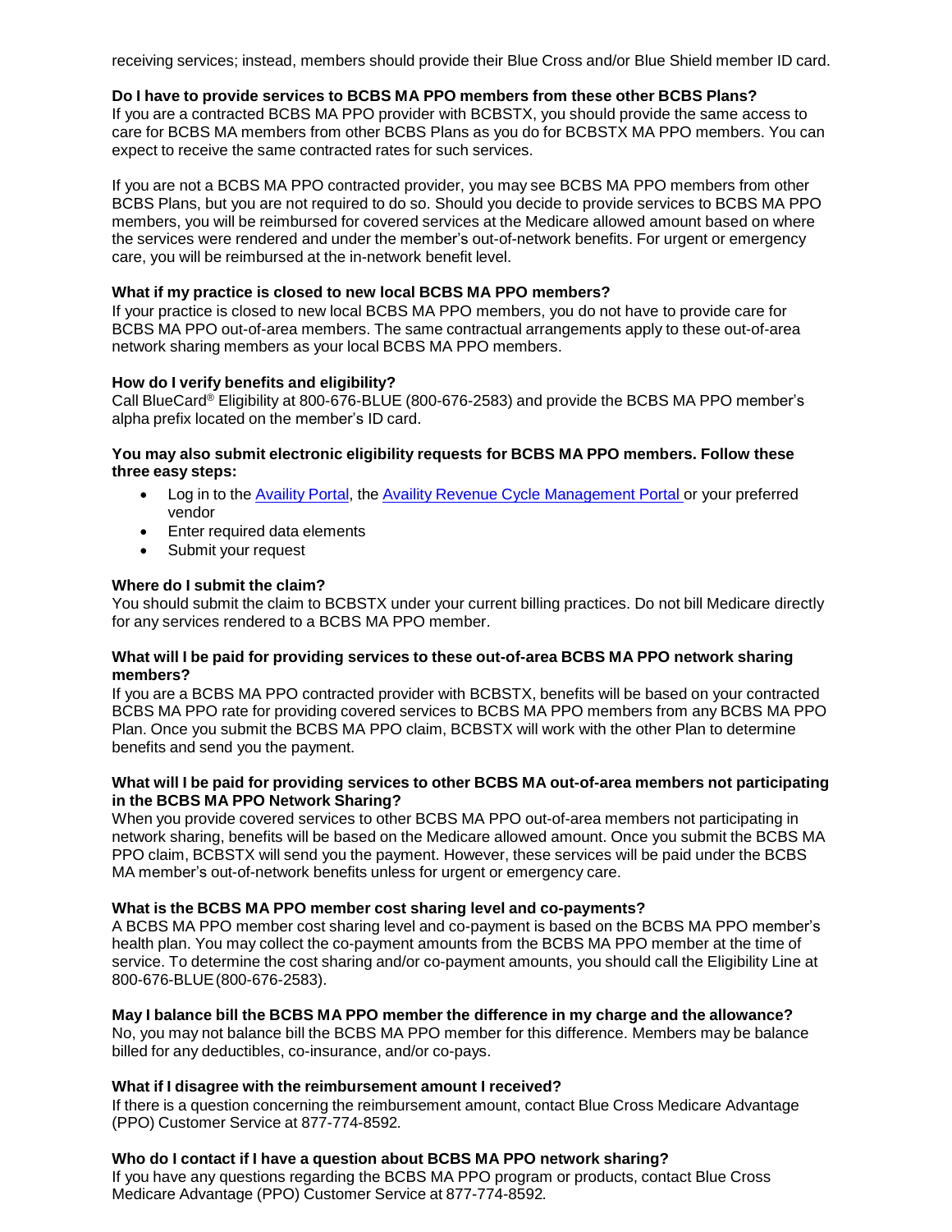receiving services; instead, members should provide their Blue Cross and/or Blue Shield member ID card.

**Do I have to provide services to BCBS MA PPO members from these other BCBS Plans?**
If you are a contracted BCBS MA PPO provider with BCBSTX, you should provide the same access to care for BCBS MA members from other BCBS Plans as you do for BCBSTX MA PPO members. You can expect to receive the same contracted rates for such services.

If you are not a BCBS MA PPO contracted provider, you may see BCBS MA PPO members from other BCBS Plans, but you are not required to do so. Should you decide to provide services to BCBS MA PPO members, you will be reimbursed for covered services at the Medicare allowed amount based on where the services were rendered and under the member's out-of-network benefits. For urgent or emergency care, you will be reimbursed at the in-network benefit level.

**What if my practice is closed to new local BCBS MA PPO members?**
If your practice is closed to new local BCBS MA PPO members, you do not have to provide care for BCBS MA PPO out-of-area members. The same contractual arrangements apply to these out-of-area network sharing members as your local BCBS MA PPO members.

**How do I verify benefits and eligibility?**
Call BlueCard® Eligibility at 800-676-BLUE (800-676-2583) and provide the BCBS MA PPO member's alpha prefix located on the member's ID card.

**You may also submit electronic eligibility requests for BCBS MA PPO members. Follow these three easy steps:**

- Log in to the Availity Portal, the Availity Revenue Cycle Management Portal or your preferred vendor
- Enter required data elements
- Submit your request

**Where do I submit the claim?**
You should submit the claim to BCBSTX under your current billing practices. Do not bill Medicare directly for any services rendered to a BCBS MA PPO member.

**What will I be paid for providing services to these out-of-area BCBS MA PPO network sharing members?**
If you are a BCBS MA PPO contracted provider with BCBSTX, benefits will be based on your contracted BCBS MA PPO rate for providing covered services to BCBS MA PPO members from any BCBS MA PPO Plan. Once you submit the BCBS MA PPO claim, BCBSTX will work with the other Plan to determine benefits and send you the payment.

**What will I be paid for providing services to other BCBS MA out-of-area members not participating in the BCBS MA PPO Network Sharing?**
When you provide covered services to other BCBS MA PPO out-of-area members not participating in network sharing, benefits will be based on the Medicare allowed amount. Once you submit the BCBS MA PPO claim, BCBSTX will send you the payment. However, these services will be paid under the BCBS MA member's out-of-network benefits unless for urgent or emergency care.

**What is the BCBS MA PPO member cost sharing level and co-payments?**
A BCBS MA PPO member cost sharing level and co-payment is based on the BCBS MA PPO member's health plan. You may collect the co-payment amounts from the BCBS MA PPO member at the time of service. To determine the cost sharing and/or co-payment amounts, you should call the Eligibility Line at 800-676-BLUE (800-676-2583).

**May I balance bill the BCBS MA PPO member the difference in my charge and the allowance?**
No, you may not balance bill the BCBS MA PPO member for this difference. Members may be balance billed for any deductibles, co-insurance, and/or co-pays.

**What if I disagree with the reimbursement amount I received?**
If there is a question concerning the reimbursement amount, contact Blue Cross Medicare Advantage (PPO) Customer Service at 877-774-8592.

**Who do I contact if I have a question about BCBS MA PPO network sharing?**
If you have any questions regarding the BCBS MA PPO program or products, contact Blue Cross Medicare Advantage (PPO) Customer Service at 877-774-8592.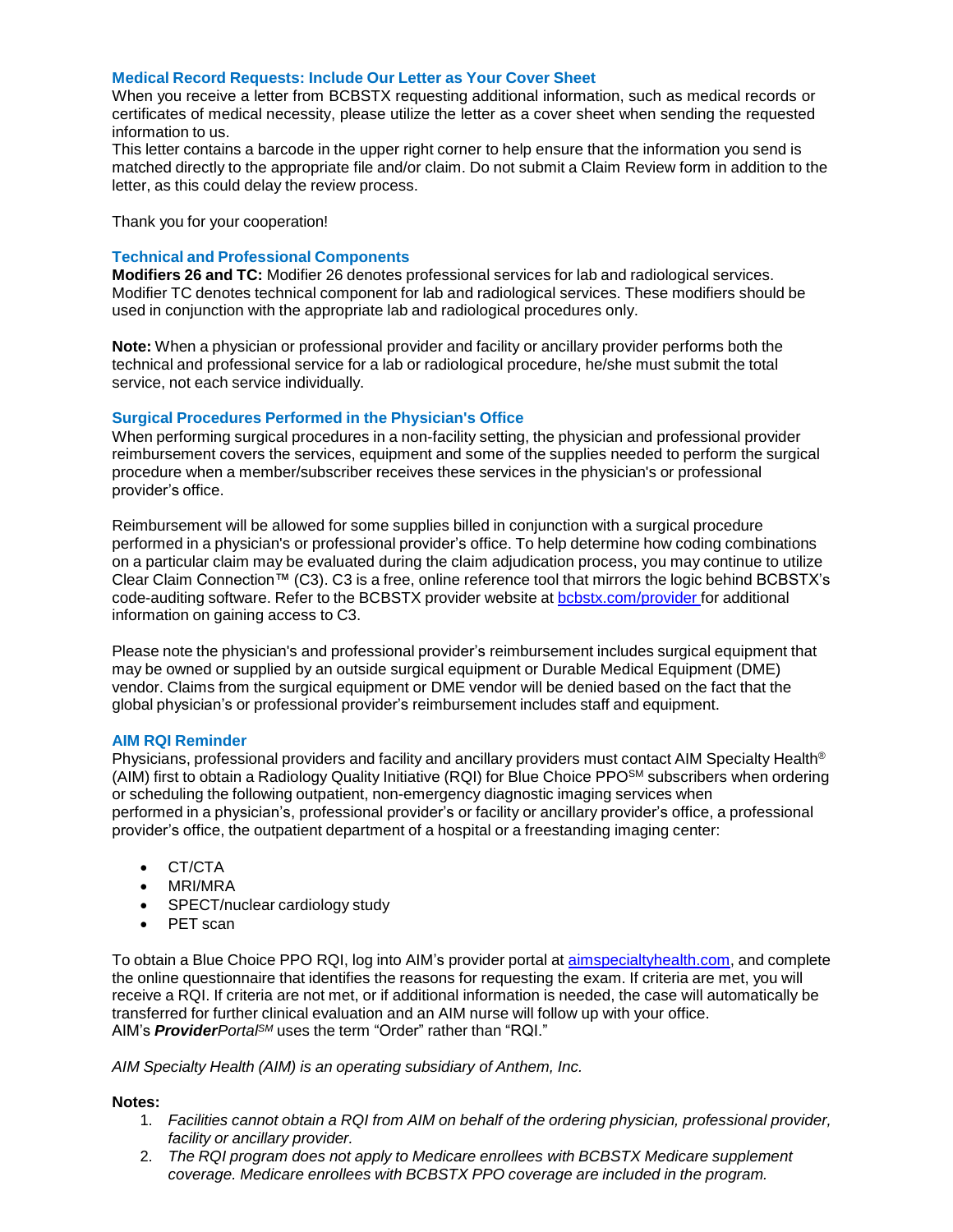### Medical Record Requests: Include Our Letter as Your Cover Sheet

When you receive a letter from BCBSTX requesting additional information, such as medical records or certificates of medical necessity, please utilize the letter as a cover sheet when sending the requested information to us.

This letter contains a barcode in the upper right corner to help ensure that the information you send is matched directly to the appropriate file and/or claim. Do not submit a Claim Review form in addition to the letter, as this could delay the review process.

Thank you for your cooperation!

### Technical and Professional Components

**Modifiers 26 and TC:** Modifier 26 denotes professional services for lab and radiological services. Modifier TC denotes technical component for lab and radiological services. These modifiers should be used in conjunction with the appropriate lab and radiological procedures only.

**Note:** When a physician or professional provider and facility or ancillary provider performs both the technical and professional service for a lab or radiological procedure, he/she must submit the total service, not each service individually.

### Surgical Procedures Performed in the Physician's Office

When performing surgical procedures in a non-facility setting, the physician and professional provider reimbursement covers the services, equipment and some of the supplies needed to perform the surgical procedure when a member/subscriber receives these services in the physician's or professional provider's office.

Reimbursement will be allowed for some supplies billed in conjunction with a surgical procedure performed in a physician's or professional provider's office. To help determine how coding combinations on a particular claim may be evaluated during the claim adjudication process, you may continue to utilize Clear Claim Connection™ (C3). C3 is a free, online reference tool that mirrors the logic behind BCBSTX's code-auditing software. Refer to the BCBSTX provider website at bcbstx.com/provider for additional information on gaining access to C3.

Please note the physician's and professional provider's reimbursement includes surgical equipment that may be owned or supplied by an outside surgical equipment or Durable Medical Equipment (DME) vendor. Claims from the surgical equipment or DME vendor will be denied based on the fact that the global physician's or professional provider's reimbursement includes staff and equipment.

### AIM RQI Reminder

Physicians, professional providers and facility and ancillary providers must contact AIM Specialty Health® (AIM) first to obtain a Radiology Quality Initiative (RQI) for Blue Choice PPO℠ subscribers when ordering or scheduling the following outpatient, non-emergency diagnostic imaging services when performed in a physician's, professional provider's or facility or ancillary provider's office, a professional provider's office, the outpatient department of a hospital or a freestanding imaging center:

- CT/CTA
- MRI/MRA
- SPECT/nuclear cardiology study
- PET scan

To obtain a Blue Choice PPO RQI, log into AIM's provider portal at aimspecialtyhealth.com, and complete the online questionnaire that identifies the reasons for requesting the exam. If criteria are met, you will receive a RQI. If criteria are not met, or if additional information is needed, the case will automatically be transferred for further clinical evaluation and an AIM nurse will follow up with your office.
AIM's ***Provider****Portal*℠ uses the term "Order" rather than "RQI."

*AIM Specialty Health (AIM) is an operating subsidiary of Anthem, Inc.*

**Notes:**

1. *Facilities cannot obtain a RQI from AIM on behalf of the ordering physician, professional provider, facility or ancillary provider.*
2. *The RQI program does not apply to Medicare enrollees with BCBSTX Medicare supplement coverage. Medicare enrollees with BCBSTX PPO coverage are included in the program.*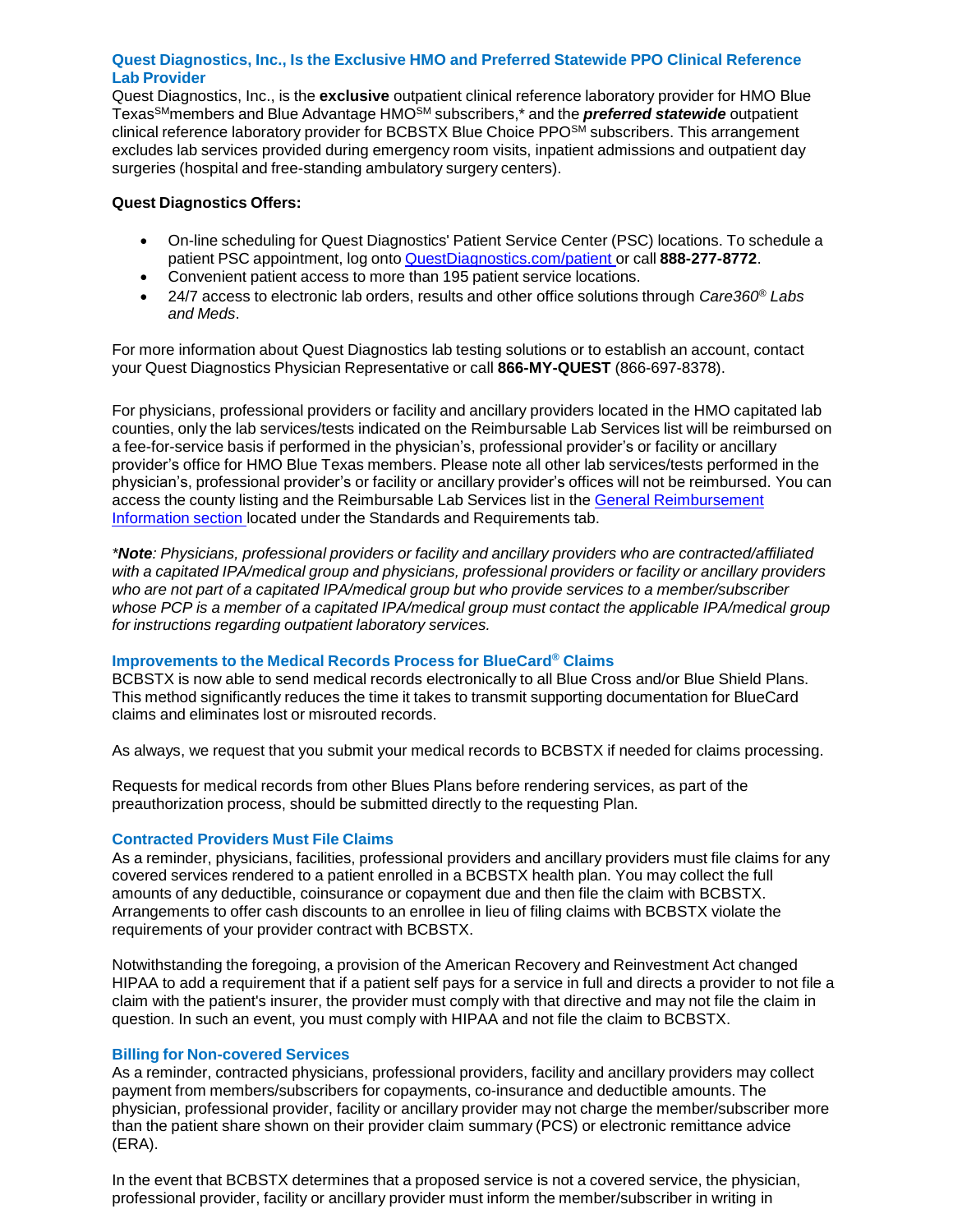### Quest Diagnostics, Inc., Is the Exclusive HMO and Preferred Statewide PPO Clinical Reference Lab Provider

Quest Diagnostics, Inc., is the **exclusive** outpatient clinical reference laboratory provider for HMO Blue Texas℠ members and Blue Advantage HMO℠ subscribers,* and the ***preferred statewide*** outpatient clinical reference laboratory provider for BCBSTX Blue Choice PPO℠ subscribers. This arrangement excludes lab services provided during emergency room visits, inpatient admissions and outpatient day surgeries (hospital and free-standing ambulatory surgery centers).

**Quest Diagnostics Offers:**

- On-line scheduling for Quest Diagnostics' Patient Service Center (PSC) locations. To schedule a patient PSC appointment, log onto [QuestDiagnostics.com/patient](QuestDiagnostics.com/patient) or call **888-277-8772**.
- Convenient patient access to more than 195 patient service locations.
- 24/7 access to electronic lab orders, results and other office solutions through *Care360® Labs and Meds*.

For more information about Quest Diagnostics lab testing solutions or to establish an account, contact your Quest Diagnostics Physician Representative or call **866-MY-QUEST** (866-697-8378).

For physicians, professional providers or facility and ancillary providers located in the HMO capitated lab counties, only the lab services/tests indicated on the Reimbursable Lab Services list will be reimbursed on a fee-for-service basis if performed in the physician's, professional provider's or facility or ancillary provider's office for HMO Blue Texas members. Please note all other lab services/tests performed in the physician's, professional provider's or facility or ancillary provider's offices will not be reimbursed. You can access the county listing and the Reimbursable Lab Services list in the [General Reimbursement Information section](#) located under the Standards and Requirements tab.

****Note**: Physicians, professional providers or facility and ancillary providers who are contracted/affiliated with a capitated IPA/medical group and physicians, professional providers or facility or ancillary providers who are not part of a capitated IPA/medical group but who provide services to a member/subscriber whose PCP is a member of a capitated IPA/medical group must contact the applicable IPA/medical group for instructions regarding outpatient laboratory services.*

### Improvements to the Medical Records Process for BlueCard® Claims

BCBSTX is now able to send medical records electronically to all Blue Cross and/or Blue Shield Plans. This method significantly reduces the time it takes to transmit supporting documentation for BlueCard claims and eliminates lost or misrouted records.

As always, we request that you submit your medical records to BCBSTX if needed for claims processing.

Requests for medical records from other Blues Plans before rendering services, as part of the preauthorization process, should be submitted directly to the requesting Plan.

### Contracted Providers Must File Claims

As a reminder, physicians, facilities, professional providers and ancillary providers must file claims for any covered services rendered to a patient enrolled in a BCBSTX health plan. You may collect the full amounts of any deductible, coinsurance or copayment due and then file the claim with BCBSTX. Arrangements to offer cash discounts to an enrollee in lieu of filing claims with BCBSTX violate the requirements of your provider contract with BCBSTX.

Notwithstanding the foregoing, a provision of the American Recovery and Reinvestment Act changed HIPAA to add a requirement that if a patient self pays for a service in full and directs a provider to not file a claim with the patient's insurer, the provider must comply with that directive and may not file the claim in question. In such an event, you must comply with HIPAA and not file the claim to BCBSTX.

### Billing for Non-covered Services

As a reminder, contracted physicians, professional providers, facility and ancillary providers may collect payment from members/subscribers for copayments, co-insurance and deductible amounts. The physician, professional provider, facility or ancillary provider may not charge the member/subscriber more than the patient share shown on their provider claim summary (PCS) or electronic remittance advice (ERA).

In the event that BCBSTX determines that a proposed service is not a covered service, the physician, professional provider, facility or ancillary provider must inform the member/subscriber in writing in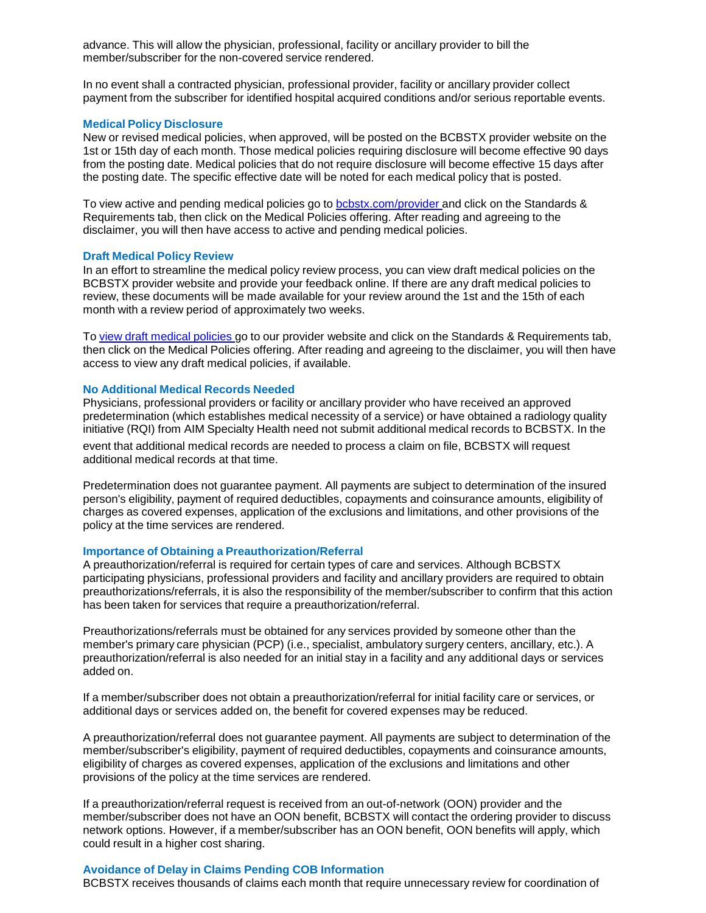advance. This will allow the physician, professional, facility or ancillary provider to bill the member/subscriber for the non-covered service rendered.

In no event shall a contracted physician, professional provider, facility or ancillary provider collect payment from the subscriber for identified hospital acquired conditions and/or serious reportable events.

### Medical Policy Disclosure

New or revised medical policies, when approved, will be posted on the BCBSTX provider website on the 1st or 15th day of each month. Those medical policies requiring disclosure will become effective 90 days from the posting date. Medical policies that do not require disclosure will become effective 15 days after the posting date. The specific effective date will be noted for each medical policy that is posted.

To view active and pending medical policies go to [bcbstx.com/provider](bcbstx.com/provider) and click on the Standards & Requirements tab, then click on the Medical Policies offering. After reading and agreeing to the disclaimer, you will then have access to active and pending medical policies.

### Draft Medical Policy Review

In an effort to streamline the medical policy review process, you can view draft medical policies on the BCBSTX provider website and provide your feedback online. If there are any draft medical policies to review, these documents will be made available for your review around the 1st and the 15th of each month with a review period of approximately two weeks.

To view draft medical policies go to our provider website and click on the Standards & Requirements tab, then click on the Medical Policies offering. After reading and agreeing to the disclaimer, you will then have access to view any draft medical policies, if available.

### No Additional Medical Records Needed

Physicians, professional providers or facility or ancillary provider who have received an approved predetermination (which establishes medical necessity of a service) or have obtained a radiology quality initiative (RQI) from AIM Specialty Health need not submit additional medical records to BCBSTX. In the event that additional medical records are needed to process a claim on file, BCBSTX will request additional medical records at that time.

Predetermination does not guarantee payment. All payments are subject to determination of the insured person's eligibility, payment of required deductibles, copayments and coinsurance amounts, eligibility of charges as covered expenses, application of the exclusions and limitations, and other provisions of the policy at the time services are rendered.

### Importance of Obtaining a Preauthorization/Referral

A preauthorization/referral is required for certain types of care and services. Although BCBSTX participating physicians, professional providers and facility and ancillary providers are required to obtain preauthorizations/referrals, it is also the responsibility of the member/subscriber to confirm that this action has been taken for services that require a preauthorization/referral.

Preauthorizations/referrals must be obtained for any services provided by someone other than the member's primary care physician (PCP) (i.e., specialist, ambulatory surgery centers, ancillary, etc.). A preauthorization/referral is also needed for an initial stay in a facility and any additional days or services added on.

If a member/subscriber does not obtain a preauthorization/referral for initial facility care or services, or additional days or services added on, the benefit for covered expenses may be reduced.

A preauthorization/referral does not guarantee payment. All payments are subject to determination of the member/subscriber's eligibility, payment of required deductibles, copayments and coinsurance amounts, eligibility of charges as covered expenses, application of the exclusions and limitations and other provisions of the policy at the time services are rendered.

If a preauthorization/referral request is received from an out-of-network (OON) provider and the member/subscriber does not have an OON benefit, BCBSTX will contact the ordering provider to discuss network options. However, if a member/subscriber has an OON benefit, OON benefits will apply, which could result in a higher cost sharing.

### Avoidance of Delay in Claims Pending COB Information

BCBSTX receives thousands of claims each month that require unnecessary review for coordination of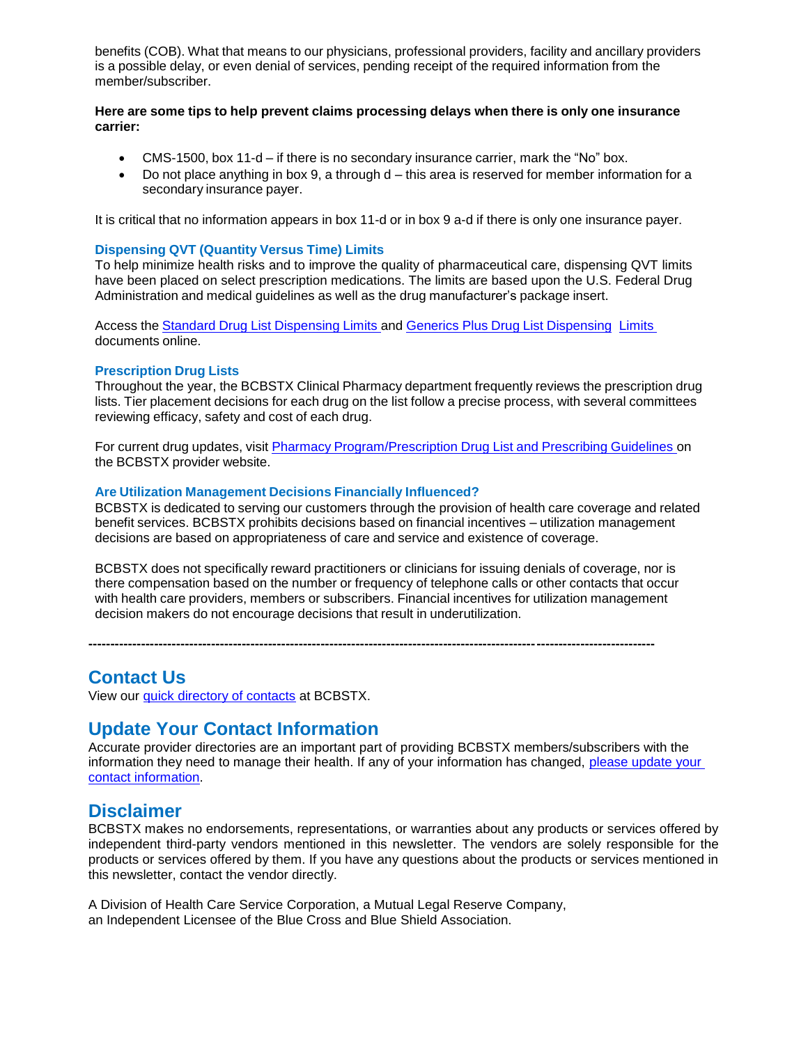benefits (COB). What that means to our physicians, professional providers, facility and ancillary providers is a possible delay, or even denial of services, pending receipt of the required information from the member/subscriber.

**Here are some tips to help prevent claims processing delays when there is only one insurance carrier:**

- CMS-1500, box 11-d – if there is no secondary insurance carrier, mark the "No" box.
- Do not place anything in box 9, a through d – this area is reserved for member information for a secondary insurance payer.

It is critical that no information appears in box 11-d or in box 9 a-d if there is only one insurance payer.

### Dispensing QVT (Quantity Versus Time) Limits

To help minimize health risks and to improve the quality of pharmaceutical care, dispensing QVT limits have been placed on select prescription medications. The limits are based upon the U.S. Federal Drug Administration and medical guidelines as well as the drug manufacturer's package insert.

Access the Standard Drug List Dispensing Limits and Generics Plus Drug List Dispensing Limits documents online.

### Prescription Drug Lists

Throughout the year, the BCBSTX Clinical Pharmacy department frequently reviews the prescription drug lists. Tier placement decisions for each drug on the list follow a precise process, with several committees reviewing efficacy, safety and cost of each drug.

For current drug updates, visit Pharmacy Program/Prescription Drug List and Prescribing Guidelines on the BCBSTX provider website.

### Are Utilization Management Decisions Financially Influenced?

BCBSTX is dedicated to serving our customers through the provision of health care coverage and related benefit services. BCBSTX prohibits decisions based on financial incentives – utilization management decisions are based on appropriateness of care and service and existence of coverage.

BCBSTX does not specifically reward practitioners or clinicians for issuing denials of coverage, nor is there compensation based on the number or frequency of telephone calls or other contacts that occur with health care providers, members or subscribers. Financial incentives for utilization management decision makers do not encourage decisions that result in underutilization.

---

## Contact Us

View our quick directory of contacts at BCBSTX.

## Update Your Contact Information

Accurate provider directories are an important part of providing BCBSTX members/subscribers with the information they need to manage their health. If any of your information has changed, please update your contact information.

## Disclaimer

BCBSTX makes no endorsements, representations, or warranties about any products or services offered by independent third-party vendors mentioned in this newsletter. The vendors are solely responsible for the products or services offered by them. If you have any questions about the products or services mentioned in this newsletter, contact the vendor directly.

A Division of Health Care Service Corporation, a Mutual Legal Reserve Company,
an Independent Licensee of the Blue Cross and Blue Shield Association.